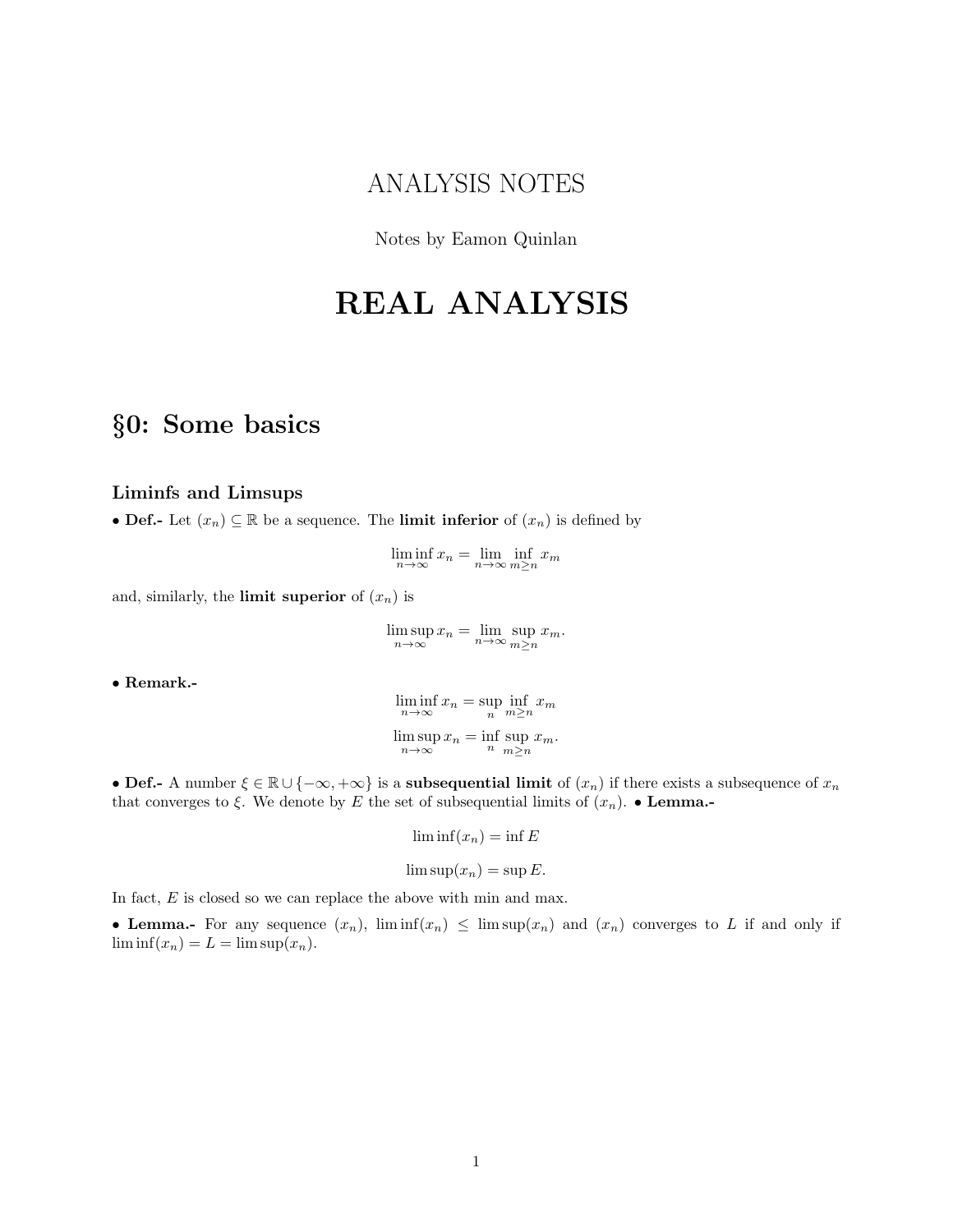# ANALYSIS NOTES

Notes by Eamon Quinlan

# REAL ANALYSIS

## §0: Some basics

### Liminfs and Limsups

• **Def.-** Let $(x_n) \subseteq \mathbb{R}$ be a sequence. The **limit inferior** of $(x_n)$ is defined by

$$\liminf_{n\to\infty} x_n = \lim_{n\to\infty} \inf_{m\geq n} x_m$$

and, similarly, the **limit superior** of $(x_n)$ is

$$\limsup_{n\to\infty} x_n = \lim_{n\to\infty} \sup_{m\geq n} x_m.$$

• **Remark.-**

$$\liminf_{n\to\infty} x_n = \sup_n \inf_{m\geq n} x_m$$

$$\limsup_{n\to\infty} x_n = \inf_n \sup_{m\geq n} x_m.$$

• **Def.-** A number $\xi \in \mathbb{R} \cup \{-\infty, +\infty\}$ is a **subsequential limit** of $(x_n)$ if there exists a subsequence of $x_n$ that converges to $\xi$. We denote by $E$ the set of subsequential limits of $(x_n)$. • **Lemma.-**

$$\liminf(x_n) = \inf E$$

$$\limsup(x_n) = \sup E.$$

In fact, $E$ is closed so we can replace the above with min and max.

• **Lemma.-** For any sequence $(x_n)$, $\liminf(x_n) \leq \limsup(x_n)$ and $(x_n)$ converges to $L$ if and only if $\liminf(x_n) = L = \limsup(x_n)$.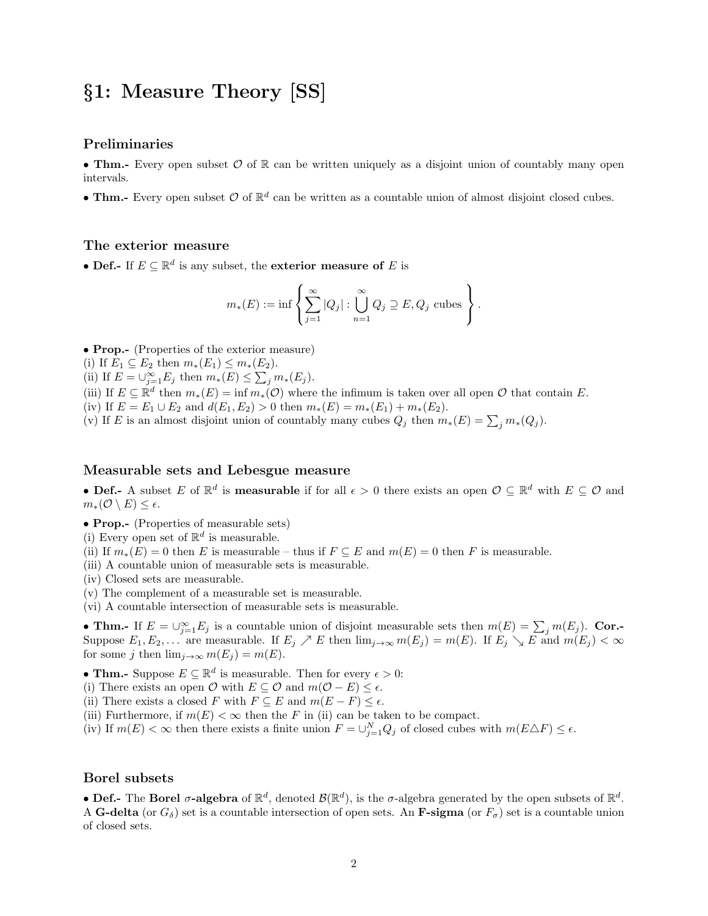# §1: Measure Theory [SS]

### Preliminaries

• **Thm.-** Every open subset $\mathcal{O}$ of $\mathbb{R}$ can be written uniquely as a disjoint union of countably many open intervals.

• **Thm.-** Every open subset $\mathcal{O}$ of $\mathbb{R}^d$ can be written as a countable union of almost disjoint closed cubes.

### The exterior measure

• **Def.-** If $E \subseteq \mathbb{R}^d$ is any subset, the **exterior measure of** $E$ is

$$m_*(E) := \inf \left\{ \sum_{j=1}^{\infty} |Q_j| : \bigcup_{n=1}^{\infty} Q_j \supseteq E, Q_j \text{ cubes} \right\}.$$

• **Prop.-** (Properties of the exterior measure)
(i) If $E_1 \subseteq E_2$ then $m_*(E_1) \leq m_*(E_2)$.
(ii) If $E = \cup_{j=1}^{\infty} E_j$ then $m_*(E) \leq \sum_j m_*(E_j)$.
(iii) If $E \subseteq \mathbb{R}^d$ then $m_*(E) = \inf m_*(\mathcal{O})$ where the infimum is taken over all open $\mathcal{O}$ that contain $E$.
(iv) If $E = E_1 \cup E_2$ and $d(E_1, E_2) > 0$ then $m_*(E) = m_*(E_1) + m_*(E_2)$.
(v) If $E$ is an almost disjoint union of countably many cubes $Q_j$ then $m_*(E) = \sum_j m_*(Q_j)$.

### Measurable sets and Lebesgue measure

• **Def.-** A subset $E$ of $\mathbb{R}^d$ is **measurable** if for all $\epsilon > 0$ there exists an open $\mathcal{O} \subseteq \mathbb{R}^d$ with $E \subseteq \mathcal{O}$ and $m_*(\mathcal{O} \setminus E) \leq \epsilon$.

• **Prop.-** (Properties of measurable sets)
(i) Every open set of $\mathbb{R}^d$ is measurable.
(ii) If $m_*(E) = 0$ then $E$ is measurable – thus if $F \subseteq E$ and $m(E) = 0$ then $F$ is measurable.
(iii) A countable union of measurable sets is measurable.
(iv) Closed sets are measurable.
(v) The complement of a measurable set is measurable.
(vi) A countable intersection of measurable sets is measurable.

• **Thm.-** If $E = \cup_{j=1}^{\infty} E_j$ is a countable union of disjoint measurable sets then $m(E) = \sum_j m(E_j)$. **Cor.-** Suppose $E_1, E_2, \ldots$ are measurable. If $E_j \nearrow E$ then $\lim_{j \to \infty} m(E_j) = m(E)$. If $E_j \searrow E$ and $m(E_j) < \infty$ for some $j$ then $\lim_{j \to \infty} m(E_j) = m(E)$.

• **Thm.-** Suppose $E \subseteq \mathbb{R}^d$ is measurable. Then for every $\epsilon > 0$:
(i) There exists an open $\mathcal{O}$ with $E \subseteq \mathcal{O}$ and $m(\mathcal{O} - E) \leq \epsilon$.
(ii) There exists a closed $F$ with $F \subseteq E$ and $m(E - F) \leq \epsilon$.
(iii) Furthermore, if $m(E) < \infty$ then the $F$ in (ii) can be taken to be compact.
(iv) If $m(E) < \infty$ then there exists a finite union $F = \cup_{j=1}^{N} Q_j$ of closed cubes with $m(E \triangle F) \leq \epsilon$.

### Borel subsets

• **Def.-** The **Borel $\sigma$-algebra** of $\mathbb{R}^d$, denoted $\mathcal{B}(\mathbb{R}^d)$, is the $\sigma$-algebra generated by the open subsets of $\mathbb{R}^d$. A **G-delta** (or $G_\delta$) set is a countable intersection of open sets. An **F-sigma** (or $F_\sigma$) set is a countable union of closed sets.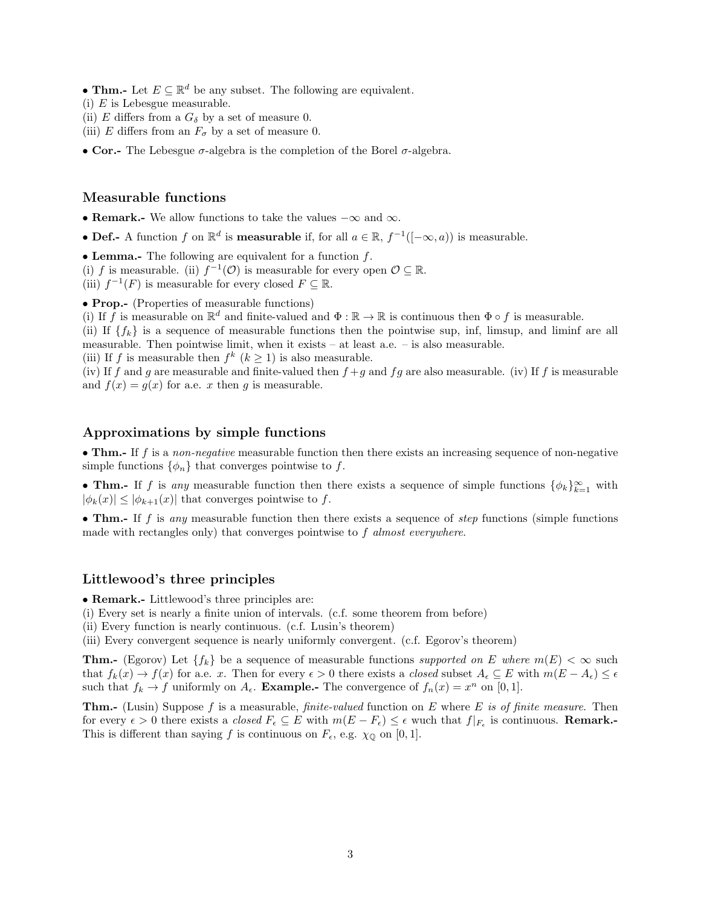• **Thm.-** Let $E \subseteq \mathbb{R}^d$ be any subset. The following are equivalent.
(i) $E$ is Lebesgue measurable.
(ii) $E$ differs from a $G_\delta$ by a set of measure 0.
(iii) $E$ differs from an $F_\sigma$ by a set of measure 0.

• **Cor.-** The Lebesgue $\sigma$-algebra is the completion of the Borel $\sigma$-algebra.

## Measurable functions

• **Remark.-** We allow functions to take the values $-\infty$ and $\infty$.

• **Def.-** A function $f$ on $\mathbb{R}^d$ is **measurable** if, for all $a \in \mathbb{R}$, $f^{-1}([-\infty, a))$ is measurable.

• **Lemma.-** The following are equivalent for a function $f$.
(i) $f$ is measurable. (ii) $f^{-1}(\mathcal{O})$ is measurable for every open $\mathcal{O} \subseteq \mathbb{R}$.
(iii) $f^{-1}(F)$ is measurable for every closed $F \subseteq \mathbb{R}$.

• **Prop.-** (Properties of measurable functions)
(i) If $f$ is measurable on $\mathbb{R}^d$ and finite-valued and $\Phi : \mathbb{R} \to \mathbb{R}$ is continuous then $\Phi \circ f$ is measurable.
(ii) If $\{f_k\}$ is a sequence of measurable functions then the pointwise sup, inf, limsup, and liminf are all measurable. Then pointwise limit, when it exists – at least a.e. – is also measurable.
(iii) If $f$ is measurable then $f^k$ ($k \geq 1$) is also measurable.
(iv) If $f$ and $g$ are measurable and finite-valued then $f+g$ and $fg$ are also measurable. (iv) If $f$ is measurable and $f(x) = g(x)$ for a.e. $x$ then $g$ is measurable.

## Approximations by simple functions

• **Thm.-** If $f$ is a *non-negative* measurable function then there exists an increasing sequence of non-negative simple functions $\{\phi_n\}$ that converges pointwise to $f$.

• **Thm.-** If $f$ is *any* measurable function then there exists a sequence of simple functions $\{\phi_k\}_{k=1}^{\infty}$ with $|\phi_k(x)| \leq |\phi_{k+1}(x)|$ that converges pointwise to $f$.

• **Thm.-** If $f$ is *any* measurable function then there exists a sequence of *step* functions (simple functions made with rectangles only) that converges pointwise to $f$ *almost everywhere*.

## Littlewood's three principles

• **Remark.-** Littlewood's three principles are:
(i) Every set is nearly a finite union of intervals. (c.f. some theorem from before)
(ii) Every function is nearly continuous. (c.f. Lusin's theorem)
(iii) Every convergent sequence is nearly uniformly convergent. (c.f. Egorov's theorem)

**Thm.-** (Egorov) Let $\{f_k\}$ be a sequence of measurable functions *supported on $E$ where $m(E) < \infty$* such that $f_k(x) \to f(x)$ for a.e. $x$. Then for every $\epsilon > 0$ there exists a *closed* subset $A_\epsilon \subseteq E$ with $m(E - A_\epsilon) \leq \epsilon$ such that $f_k \to f$ uniformly on $A_\epsilon$. **Example.-** The convergence of $f_n(x) = x^n$ on $[0, 1]$.

**Thm.-** (Lusin) Suppose $f$ is a measurable, *finite-valued* function on $E$ where *$E$ is of finite measure*. Then for every $\epsilon > 0$ there exists a *closed* $F_\epsilon \subseteq E$ with $m(E - F_\epsilon) \leq \epsilon$ wuch that $f|_{F_\epsilon}$ is continuous. **Remark.-** This is different than saying $f$ is continuous on $F_\epsilon$, e.g. $\chi_{\mathbb{Q}}$ on $[0, 1]$.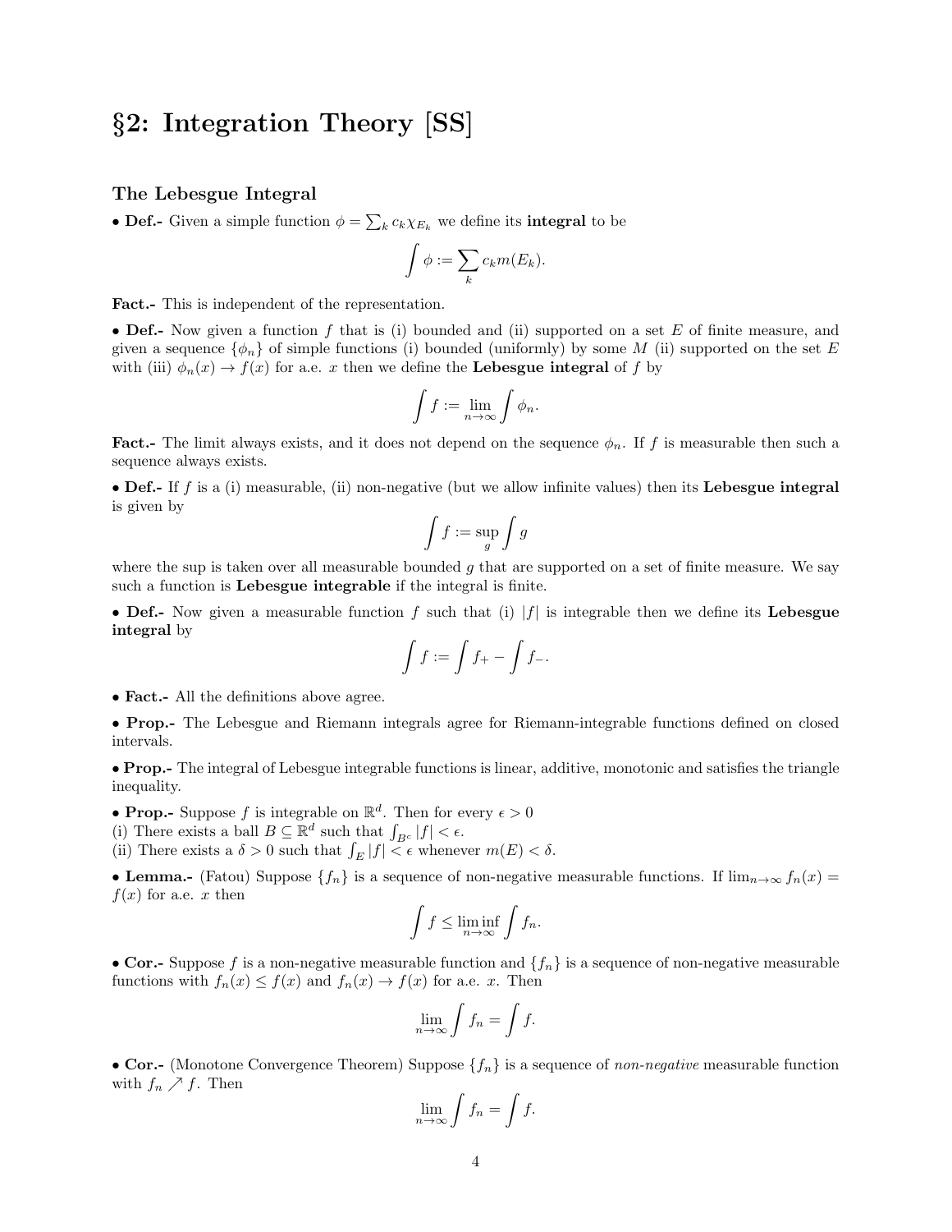# §2: Integration Theory [SS]

## The Lebesgue Integral

• **Def.-** Given a simple function $\phi = \sum_k c_k \chi_{E_k}$ we define its **integral** to be

$$\int \phi := \sum_k c_k m(E_k).$$

**Fact.-** This is independent of the representation.

• **Def.-** Now given a function $f$ that is (i) bounded and (ii) supported on a set $E$ of finite measure, and given a sequence $\{\phi_n\}$ of simple functions (i) bounded (uniformly) by some $M$ (ii) supported on the set $E$ with (iii) $\phi_n(x) \to f(x)$ for a.e. $x$ then we define the **Lebesgue integral** of $f$ by

$$\int f := \lim_{n\to\infty} \int \phi_n.$$

**Fact.-** The limit always exists, and it does not depend on the sequence $\phi_n$. If $f$ is measurable then such a sequence always exists.

• **Def.-** If $f$ is a (i) measurable, (ii) non-negative (but we allow infinite values) then its **Lebesgue integral** is given by

$$\int f := \sup_g \int g$$

where the sup is taken over all measurable bounded $g$ that are supported on a set of finite measure. We say such a function is **Lebesgue integrable** if the integral is finite.

• **Def.-** Now given a measurable function $f$ such that (i) $|f|$ is integrable then we define its **Lebesgue integral** by

$$\int f := \int f_+ - \int f_-.$$

• **Fact.-** All the definitions above agree.

• **Prop.-** The Lebesgue and Riemann integrals agree for Riemann-integrable functions defined on closed intervals.

• **Prop.-** The integral of Lebesgue integrable functions is linear, additive, monotonic and satisfies the triangle inequality.

• **Prop.-** Suppose $f$ is integrable on $\mathbb{R}^d$. Then for every $\epsilon > 0$
(i) There exists a ball $B \subseteq \mathbb{R}^d$ such that $\int_{B^c} |f| < \epsilon$.
(ii) There exists a $\delta > 0$ such that $\int_E |f| < \epsilon$ whenever $m(E) < \delta$.

• **Lemma.-** (Fatou) Suppose $\{f_n\}$ is a sequence of non-negative measurable functions. If $\lim_{n\to\infty} f_n(x) = f(x)$ for a.e. $x$ then

$$\int f \le \liminf_{n\to\infty} \int f_n.$$

• **Cor.-** Suppose $f$ is a non-negative measurable function and $\{f_n\}$ is a sequence of non-negative measurable functions with $f_n(x) \le f(x)$ and $f_n(x) \to f(x)$ for a.e. $x$. Then

$$\lim_{n\to\infty} \int f_n = \int f.$$

• **Cor.-** (Monotone Convergence Theorem) Suppose $\{f_n\}$ is a sequence of *non-negative* measurable function with $f_n \nearrow f$. Then

$$\lim_{n\to\infty} \int f_n = \int f.$$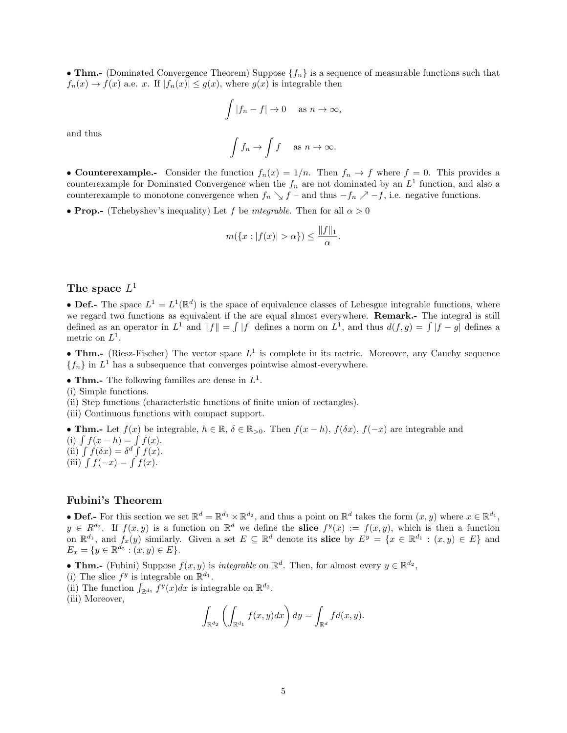• **Thm.-** (Dominated Convergence Theorem) Suppose $\{f_n\}$ is a sequence of measurable functions such that $f_n(x) \to f(x)$ a.e. $x$. If $|f_n(x)| \leq g(x)$, where $g(x)$ is integrable then

$$\int |f_n - f| \to 0 \quad \text{as } n \to \infty,$$

and thus

$$\int f_n \to \int f \quad \text{as } n \to \infty.$$

• **Counterexample.-** Consider the function $f_n(x) = 1/n$. Then $f_n \to f$ where $f = 0$. This provides a counterexample for Dominated Convergence when the $f_n$ are not dominated by an $L^1$ function, and also a counterexample to monotone convergence when $f_n \searrow f$ – and thus $-f_n \nearrow -f$, i.e. negative functions.

• **Prop.-** (Tchebyshev's inequality) Let $f$ be *integrable*. Then for all $\alpha > 0$

$$m(\{x : |f(x)| > \alpha\}) \leq \frac{\|f\|_1}{\alpha}.$$

## The space $L^1$

• **Def.-** The space $L^1 = L^1(\mathbb{R}^d)$ is the space of equivalence classes of Lebesgue integrable functions, where we regard two functions as equivalent if the are equal almost everywhere. **Remark.-** The integral is still defined as an operator in $L^1$ and $\|f\| = \int |f|$ defines a norm on $L^1$, and thus $d(f,g) = \int |f - g|$ defines a metric on $L^1$.

• **Thm.-** (Riesz-Fischer) The vector space $L^1$ is complete in its metric. Moreover, any Cauchy sequence $\{f_n\}$ in $L^1$ has a subsequence that converges pointwise almost-everywhere.

• **Thm.-** The following families are dense in $L^1$.
(i) Simple functions.
(ii) Step functions (characteristic functions of finite union of rectangles).
(iii) Continuous functions with compact support.

• **Thm.-** Let $f(x)$ be integrable, $h \in \mathbb{R}$, $\delta \in \mathbb{R}_{>0}$. Then $f(x-h)$, $f(\delta x)$, $f(-x)$ are integrable and
(i) $\int f(x-h) = \int f(x)$.
(ii) $\int f(\delta x) = \delta^d \int f(x)$.
(iii) $\int f(-x) = \int f(x)$.

## Fubini's Theorem

• **Def.-** For this section we set $\mathbb{R}^d = \mathbb{R}^{d_1} \times \mathbb{R}^{d_2}$, and thus a point on $\mathbb{R}^d$ takes the form $(x, y)$ where $x \in \mathbb{R}^{d_1}$, $y \in R^{d_2}$. If $f(x, y)$ is a function on $\mathbb{R}^d$ we define the **slice** $f^y(x) := f(x, y)$, which is then a function on $\mathbb{R}^{d_1}$, and $f_x(y)$ similarly. Given a set $E \subseteq \mathbb{R}^d$ denote its **slice** by $E^y = \{x \in \mathbb{R}^{d_1} : (x, y) \in E\}$ and $E_x = \{y \in \mathbb{R}^{d_2} : (x, y) \in E\}$.

• **Thm.-** (Fubini) Suppose $f(x, y)$ is *integrable* on $\mathbb{R}^d$. Then, for almost every $y \in \mathbb{R}^{d_2}$,
(i) The slice $f^y$ is integrable on $\mathbb{R}^{d_1}$.
(ii) The function $\int_{\mathbb{R}^{d_1}} f^y(x)dx$ is integrable on $\mathbb{R}^{d_2}$.
(iii) Moreover,

$$\int_{\mathbb{R}^{d_2}} \left( \int_{\mathbb{R}^{d_1}} f(x, y)dx \right) dy = \int_{\mathbb{R}^d} f d(x, y).$$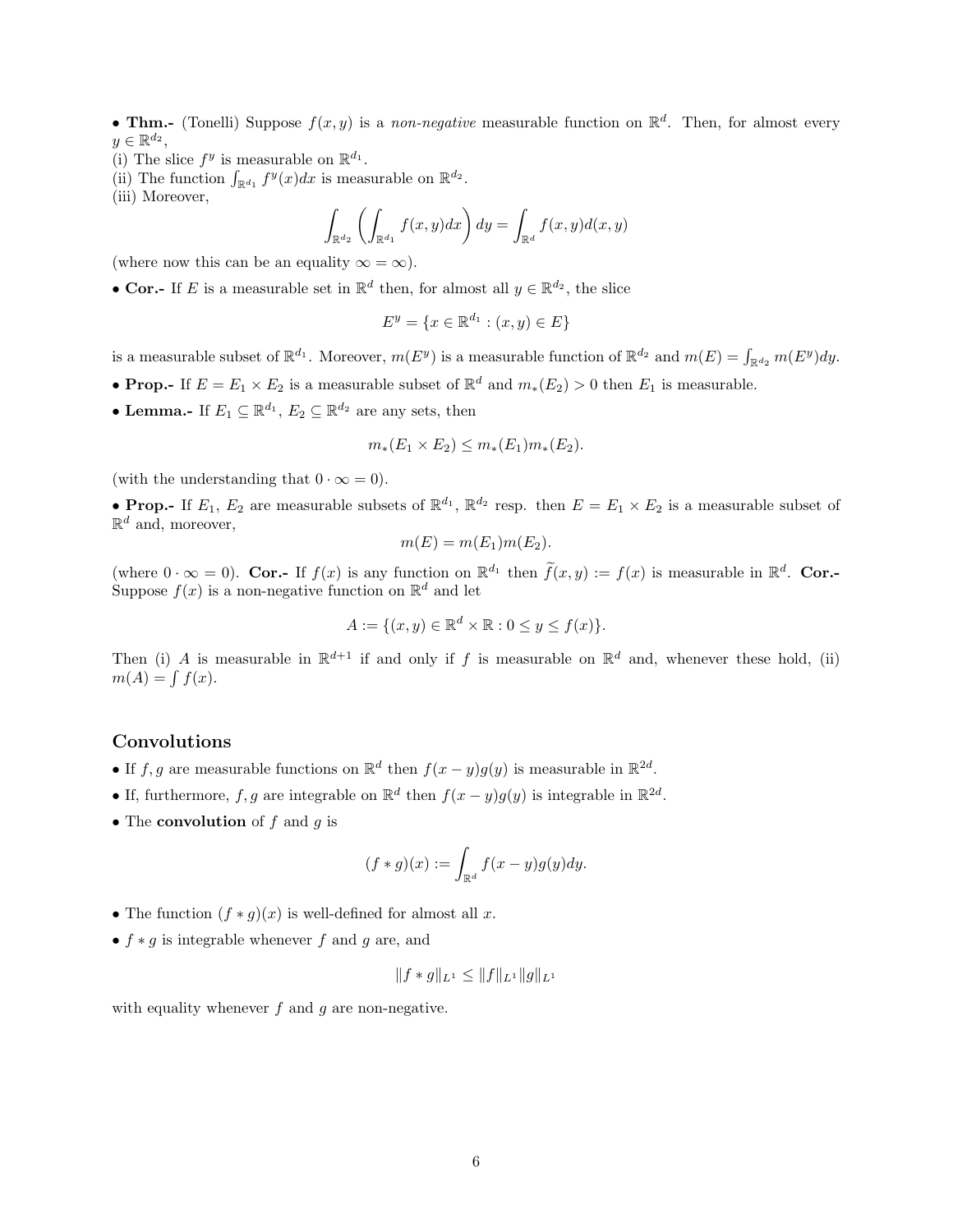• **Thm.-** (Tonelli) Suppose $f(x, y)$ is a *non-negative* measurable function on $\mathbb{R}^d$. Then, for almost every $y \in \mathbb{R}^{d_2}$,
(i) The slice $f^y$ is measurable on $\mathbb{R}^{d_1}$.
(ii) The function $\int_{\mathbb{R}^{d_1}} f^y(x)dx$ is measurable on $\mathbb{R}^{d_2}$.
(iii) Moreover,

$$\int_{\mathbb{R}^{d_2}} \left( \int_{\mathbb{R}^{d_1}} f(x, y)dx \right) dy = \int_{\mathbb{R}^d} f(x, y)d(x, y)$$

(where now this can be an equality $\infty = \infty$).

• **Cor.-** If $E$ is a measurable set in $\mathbb{R}^d$ then, for almost all $y \in \mathbb{R}^{d_2}$, the slice

$$E^y = \{x \in \mathbb{R}^{d_1} : (x, y) \in E\}$$

is a measurable subset of $\mathbb{R}^{d_1}$. Moreover, $m(E^y)$ is a measurable function of $\mathbb{R}^{d_2}$ and $m(E) = \int_{\mathbb{R}^{d_2}} m(E^y)dy$.

• **Prop.-** If $E = E_1 \times E_2$ is a measurable subset of $\mathbb{R}^d$ and $m_*(E_2) > 0$ then $E_1$ is measurable.

• **Lemma.-** If $E_1 \subseteq \mathbb{R}^{d_1}$, $E_2 \subseteq \mathbb{R}^{d_2}$ are any sets, then

$$m_*(E_1 \times E_2) \leq m_*(E_1)m_*(E_2).$$

(with the understanding that $0 \cdot \infty = 0$).

• **Prop.-** If $E_1$, $E_2$ are measurable subsets of $\mathbb{R}^{d_1}$, $\mathbb{R}^{d_2}$ resp. then $E = E_1 \times E_2$ is a measurable subset of $\mathbb{R}^d$ and, moreover,

$$m(E) = m(E_1)m(E_2).$$

(where $0 \cdot \infty = 0$). **Cor.-** If $f(x)$ is any function on $\mathbb{R}^{d_1}$ then $\widetilde{f}(x, y) := f(x)$ is measurable in $\mathbb{R}^d$. **Cor.-** Suppose $f(x)$ is a non-negative function on $\mathbb{R}^d$ and let

$$A := \{(x, y) \in \mathbb{R}^d \times \mathbb{R} : 0 \leq y \leq f(x)\}.$$

Then (i) $A$ is measurable in $\mathbb{R}^{d+1}$ if and only if $f$ is measurable on $\mathbb{R}^d$ and, whenever these hold, (ii) $m(A) = \int f(x)$.

## Convolutions

• If $f, g$ are measurable functions on $\mathbb{R}^d$ then $f(x - y)g(y)$ is measurable in $\mathbb{R}^{2d}$.

• If, furthermore, $f, g$ are integrable on $\mathbb{R}^d$ then $f(x - y)g(y)$ is integrable in $\mathbb{R}^{2d}$.

• The **convolution** of $f$ and $g$ is

$$(f * g)(x) := \int_{\mathbb{R}^d} f(x - y)g(y)dy.$$

• The function $(f * g)(x)$ is well-defined for almost all $x$.

• $f * g$ is integrable whenever $f$ and $g$ are, and

$$\|f * g\|_{L^1} \leq \|f\|_{L^1}\|g\|_{L^1}$$

with equality whenever $f$ and $g$ are non-negative.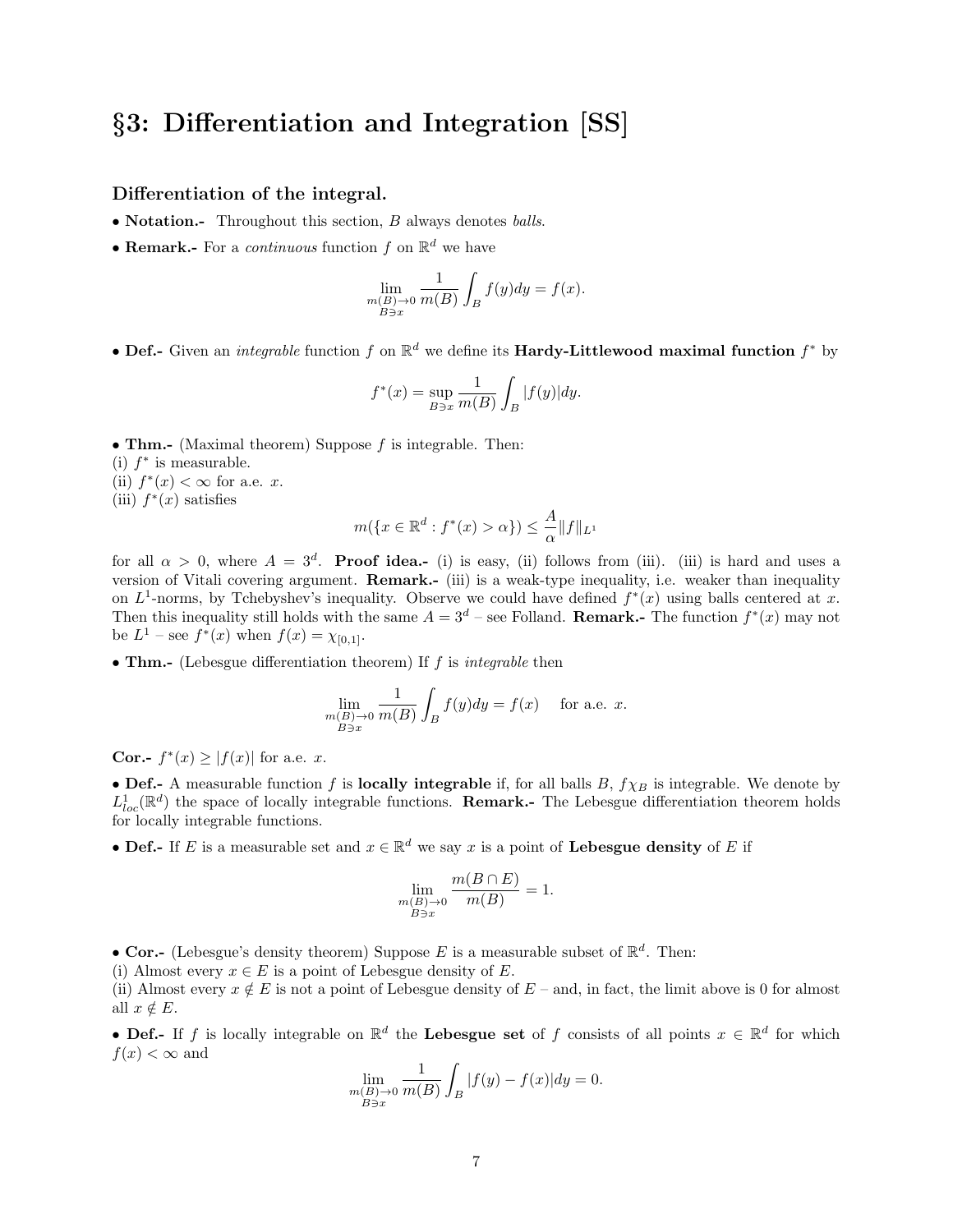# §3: Differentiation and Integration [SS]

### Differentiation of the integral.

• **Notation.-** Throughout this section, $B$ always denotes *balls*.

• **Remark.-** For a *continuous* function $f$ on $\mathbb{R}^d$ we have

$$\lim_{\substack{m(B)\to 0 \\ B\ni x}} \frac{1}{m(B)} \int_B f(y)dy = f(x).$$

• **Def.-** Given an *integrable* function $f$ on $\mathbb{R}^d$ we define its **Hardy-Littlewood maximal function** $f^*$ by

$$f^*(x) = \sup_{B\ni x} \frac{1}{m(B)} \int_B |f(y)|dy.$$

• **Thm.-** (Maximal theorem) Suppose $f$ is integrable. Then:
(i) $f^*$ is measurable.
(ii) $f^*(x) < \infty$ for a.e. $x$.
(iii) $f^*(x)$ satisfies

$$m(\{x \in \mathbb{R}^d : f^*(x) > \alpha\}) \leq \frac{A}{\alpha}\|f\|_{L^1}$$

for all $\alpha > 0$, where $A = 3^d$. **Proof idea.-** (i) is easy, (ii) follows from (iii). (iii) is hard and uses a version of Vitali covering argument. **Remark.-** (iii) is a weak-type inequality, i.e. weaker than inequality on $L^1$-norms, by Tchebyshev's inequality. Observe we could have defined $f^*(x)$ using balls centered at $x$. Then this inequality still holds with the same $A = 3^d$ – see Folland. **Remark.-** The function $f^*(x)$ may not be $L^1$ – see $f^*(x)$ when $f(x) = \chi_{[0,1]}$.

• **Thm.-** (Lebesgue differentiation theorem) If $f$ is *integrable* then

$$\lim_{\substack{m(B)\to 0 \\ B\ni x}} \frac{1}{m(B)} \int_B f(y)dy = f(x) \quad \text{ for a.e. } x.$$

**Cor.-** $f^*(x) \geq |f(x)|$ for a.e. $x$.

• **Def.-** A measurable function $f$ is **locally integrable** if, for all balls $B$, $f\chi_B$ is integrable. We denote by $L^1_{loc}(\mathbb{R}^d)$ the space of locally integrable functions. **Remark.-** The Lebesgue differentiation theorem holds for locally integrable functions.

• **Def.-** If $E$ is a measurable set and $x \in \mathbb{R}^d$ we say $x$ is a point of **Lebesgue density** of $E$ if

$$\lim_{\substack{m(B)\to 0 \\ B\ni x}} \frac{m(B\cap E)}{m(B)} = 1.$$

• **Cor.-** (Lebesgue's density theorem) Suppose $E$ is a measurable subset of $\mathbb{R}^d$. Then:
(i) Almost every $x \in E$ is a point of Lebesgue density of $E$.
(ii) Almost every $x \notin E$ is not a point of Lebesgue density of $E$ – and, in fact, the limit above is 0 for almost all $x \notin E$.

• **Def.-** If $f$ is locally integrable on $\mathbb{R}^d$ the **Lebesgue set** of $f$ consists of all points $x \in \mathbb{R}^d$ for which $f(x) < \infty$ and

$$\lim_{\substack{m(B)\to 0 \\ B\ni x}} \frac{1}{m(B)} \int_B |f(y) - f(x)|dy = 0.$$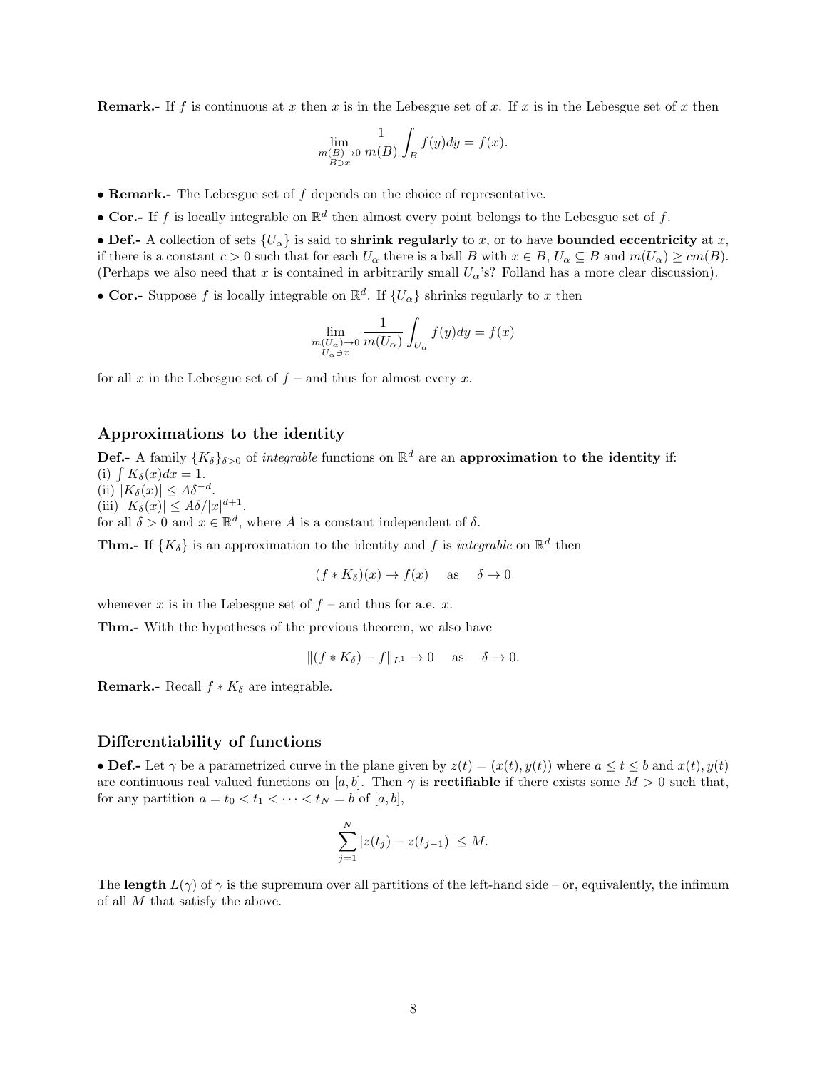**Remark.-** If $f$ is continuous at $x$ then $x$ is in the Lebesgue set of $x$. If $x$ is in the Lebesgue set of $x$ then

$$\lim_{\substack{m(B)\to 0 \\ B\ni x}} \frac{1}{m(B)} \int_B f(y)dy = f(x).$$

• **Remark.-** The Lebesgue set of $f$ depends on the choice of representative.

• **Cor.-** If $f$ is locally integrable on $\mathbb{R}^d$ then almost every point belongs to the Lebesgue set of $f$.

• **Def.-** A collection of sets $\{U_\alpha\}$ is said to **shrink regularly** to $x$, or to have **bounded eccentricity** at $x$, if there is a constant $c > 0$ such that for each $U_\alpha$ there is a ball $B$ with $x \in B$, $U_\alpha \subseteq B$ and $m(U_\alpha) \geq cm(B)$. (Perhaps we also need that $x$ is contained in arbitrarily small $U_\alpha$'s? Folland has a more clear discussion).

• **Cor.-** Suppose $f$ is locally integrable on $\mathbb{R}^d$. If $\{U_\alpha\}$ shrinks regularly to $x$ then

$$\lim_{\substack{m(U_\alpha)\to 0 \\ U_\alpha\ni x}} \frac{1}{m(U_\alpha)} \int_{U_\alpha} f(y)dy = f(x)$$

for all $x$ in the Lebesgue set of $f$ – and thus for almost every $x$.

## Approximations to the identity

**Def.-** A family $\{K_\delta\}_{\delta>0}$ of *integrable* functions on $\mathbb{R}^d$ are an **approximation to the identity** if:
(i) $\int K_\delta(x)dx = 1$.
(ii) $|K_\delta(x)| \leq A\delta^{-d}$.
(iii) $|K_\delta(x)| \leq A\delta/|x|^{d+1}$.
for all $\delta > 0$ and $x \in \mathbb{R}^d$, where $A$ is a constant independent of $\delta$.

**Thm.-** If $\{K_\delta\}$ is an approximation to the identity and $f$ is *integrable* on $\mathbb{R}^d$ then

$$(f * K_\delta)(x) \to f(x) \quad \text{as} \quad \delta \to 0$$

whenever $x$ is in the Lebesgue set of $f$ – and thus for a.e. $x$.

**Thm.-** With the hypotheses of the previous theorem, we also have

$$\|(f * K_\delta) - f\|_{L^1} \to 0 \quad \text{as} \quad \delta \to 0.$$

**Remark.-** Recall $f * K_\delta$ are integrable.

## Differentiability of functions

• **Def.-** Let $\gamma$ be a parametrized curve in the plane given by $z(t) = (x(t), y(t))$ where $a \leq t \leq b$ and $x(t), y(t)$ are continuous real valued functions on $[a, b]$. Then $\gamma$ is **rectifiable** if there exists some $M > 0$ such that, for any partition $a = t_0 < t_1 < \cdots < t_N = b$ of $[a, b]$,

$$\sum_{j=1}^{N} |z(t_j) - z(t_{j-1})| \leq M.$$

The **length** $L(\gamma)$ of $\gamma$ is the supremum over all partitions of the left-hand side – or, equivalently, the infimum of all $M$ that satisfy the above.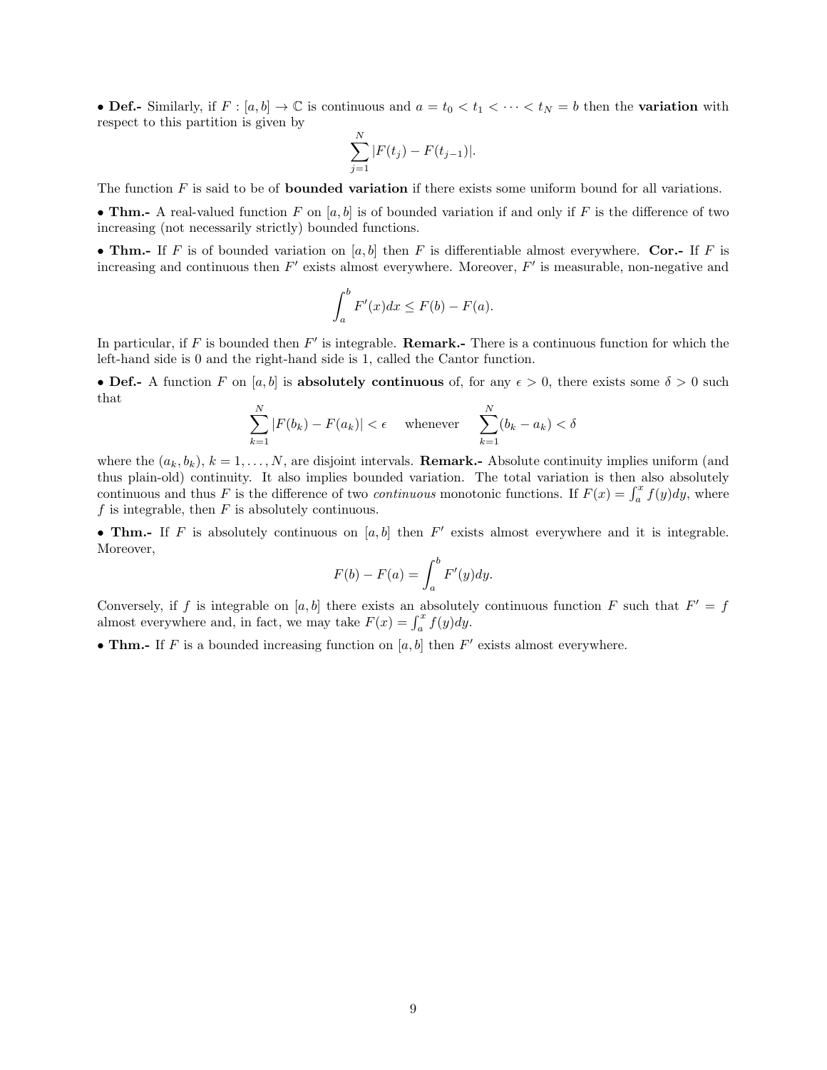• **Def.-** Similarly, if $F : [a,b] \to \mathbb{C}$ is continuous and $a = t_0 < t_1 < \cdots < t_N = b$ then the **variation** with respect to this partition is given by

$$\sum_{j=1}^{N} |F(t_j) - F(t_{j-1})|.$$

The function $F$ is said to be of **bounded variation** if there exists some uniform bound for all variations.

• **Thm.-** A real-valued function $F$ on $[a,b]$ is of bounded variation if and only if $F$ is the difference of two increasing (not necessarily strictly) bounded functions.

• **Thm.-** If $F$ is of bounded variation on $[a,b]$ then $F$ is differentiable almost everywhere. **Cor.-** If $F$ is increasing and continuous then $F'$ exists almost everywhere. Moreover, $F'$ is measurable, non-negative and

$$\int_a^b F'(x)dx \leq F(b) - F(a).$$

In particular, if $F$ is bounded then $F'$ is integrable. **Remark.-** There is a continuous function for which the left-hand side is 0 and the right-hand side is 1, called the Cantor function.

• **Def.-** A function $F$ on $[a,b]$ is **absolutely continuous** of, for any $\epsilon > 0$, there exists some $\delta > 0$ such that

$$\sum_{k=1}^{N} |F(b_k) - F(a_k)| < \epsilon \quad \text{whenever} \quad \sum_{k=1}^{N} (b_k - a_k) < \delta$$

where the $(a_k, b_k)$, $k = 1, \ldots, N$, are disjoint intervals. **Remark.-** Absolute continuity implies uniform (and thus plain-old) continuity. It also implies bounded variation. The total variation is then also absolutely continuous and thus $F$ is the difference of two *continuous* monotonic functions. If $F(x) = \int_a^x f(y)dy$, where $f$ is integrable, then $F$ is absolutely continuous.

• **Thm.-** If $F$ is absolutely continuous on $[a,b]$ then $F'$ exists almost everywhere and it is integrable. Moreover,

$$F(b) - F(a) = \int_a^b F'(y)dy.$$

Conversely, if $f$ is integrable on $[a,b]$ there exists an absolutely continuous function $F$ such that $F' = f$ almost everywhere and, in fact, we may take $F(x) = \int_a^x f(y)dy$.

• **Thm.-** If $F$ is a bounded increasing function on $[a,b]$ then $F'$ exists almost everywhere.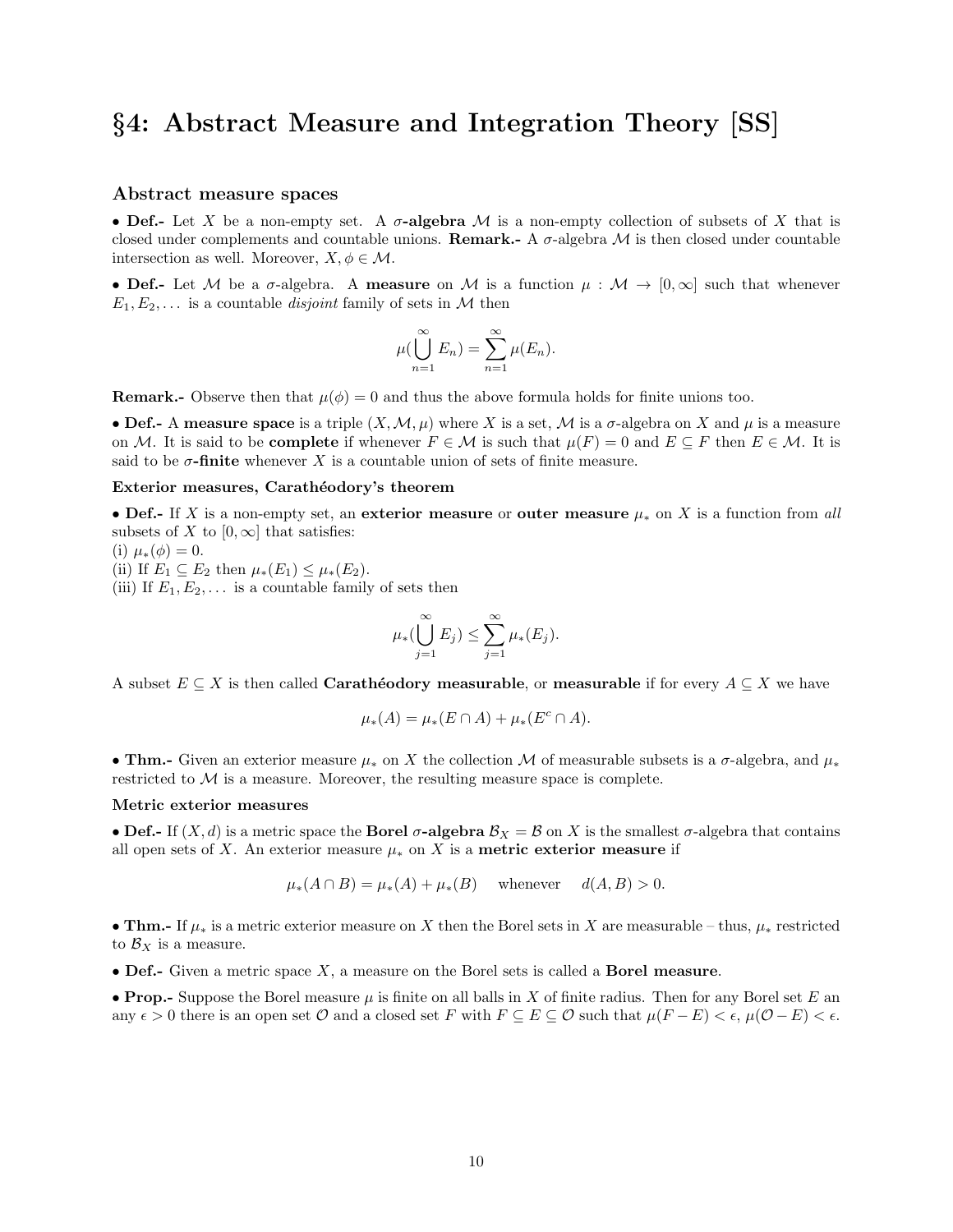# §4: Abstract Measure and Integration Theory [SS]

### Abstract measure spaces

• **Def.-** Let $X$ be a non-empty set. A **$\sigma$-algebra** $\mathcal{M}$ is a non-empty collection of subsets of $X$ that is closed under complements and countable unions. **Remark.-** A $\sigma$-algebra $\mathcal{M}$ is then closed under countable intersection as well. Moreover, $X, \phi \in \mathcal{M}$.

• **Def.-** Let $\mathcal{M}$ be a $\sigma$-algebra. A **measure** on $\mathcal{M}$ is a function $\mu : \mathcal{M} \to [0, \infty]$ such that whenever $E_1, E_2, \ldots$ is a countable *disjoint* family of sets in $\mathcal{M}$ then

$$\mu(\bigcup_{n=1}^{\infty} E_n) = \sum_{n=1}^{\infty} \mu(E_n).$$

**Remark.-** Observe then that $\mu(\phi) = 0$ and thus the above formula holds for finite unions too.

• **Def.-** A **measure space** is a triple $(X, \mathcal{M}, \mu)$ where $X$ is a set, $\mathcal{M}$ is a $\sigma$-algebra on $X$ and $\mu$ is a measure on $\mathcal{M}$. It is said to be **complete** if whenever $F \in \mathcal{M}$ is such that $\mu(F) = 0$ and $E \subseteq F$ then $E \in \mathcal{M}$. It is said to be **$\sigma$-finite** whenever $X$ is a countable union of sets of finite measure.

#### Exterior measures, Carathéodory's theorem

• **Def.-** If $X$ is a non-empty set, an **exterior measure** or **outer measure** $\mu_*$ on $X$ is a function from *all* subsets of $X$ to $[0, \infty]$ that satisfies:
(i) $\mu_*(\phi) = 0$.
(ii) If $E_1 \subseteq E_2$ then $\mu_*(E_1) \leq \mu_*(E_2)$.
(iii) If $E_1, E_2, \ldots$ is a countable family of sets then

$$\mu_*(\bigcup_{j=1}^{\infty} E_j) \leq \sum_{j=1}^{\infty} \mu_*(E_j).$$

A subset $E \subseteq X$ is then called **Carathéodory measurable**, or **measurable** if for every $A \subseteq X$ we have

$$\mu_*(A) = \mu_*(E \cap A) + \mu_*(E^c \cap A).$$

• **Thm.-** Given an exterior measure $\mu_*$ on $X$ the collection $\mathcal{M}$ of measurable subsets is a $\sigma$-algebra, and $\mu_*$ restricted to $\mathcal{M}$ is a measure. Moreover, the resulting measure space is complete.

#### Metric exterior measures

• **Def.-** If $(X, d)$ is a metric space the **Borel $\sigma$-algebra** $\mathcal{B}_X = \mathcal{B}$ on $X$ is the smallest $\sigma$-algebra that contains all open sets of $X$. An exterior measure $\mu_*$ on $X$ is a **metric exterior measure** if

$$\mu_*(A \cap B) = \mu_*(A) + \mu_*(B) \quad \text{ whenever } \quad d(A, B) > 0.$$

• **Thm.-** If $\mu_*$ is a metric exterior measure on $X$ then the Borel sets in $X$ are measurable – thus, $\mu_*$ restricted to $\mathcal{B}_X$ is a measure.

• **Def.-** Given a metric space $X$, a measure on the Borel sets is called a **Borel measure**.

• **Prop.-** Suppose the Borel measure $\mu$ is finite on all balls in $X$ of finite radius. Then for any Borel set $E$ an any $\epsilon > 0$ there is an open set $\mathcal{O}$ and a closed set $F$ with $F \subseteq E \subseteq \mathcal{O}$ such that $\mu(F - E) < \epsilon$, $\mu(\mathcal{O} - E) < \epsilon$.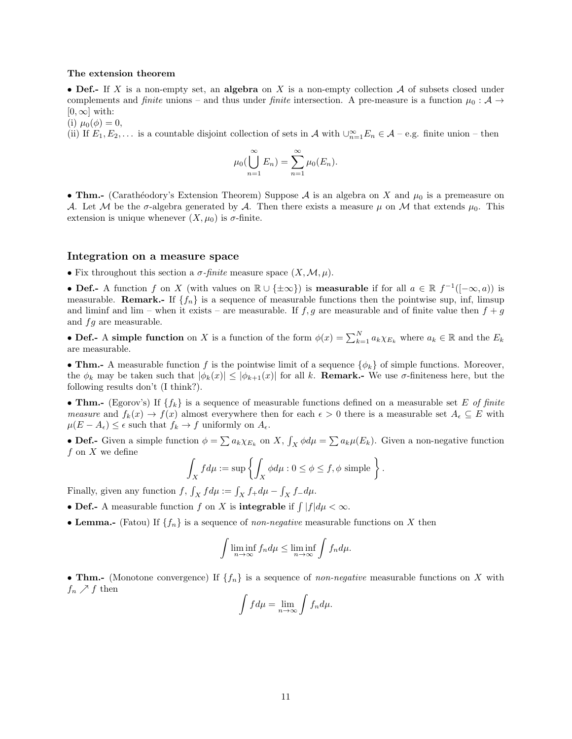**The extension theorem**

• **Def.-** If $X$ is a non-empty set, an **algebra** on $X$ is a non-empty collection $\mathcal{A}$ of subsets closed under complements and *finite* unions – and thus under *finite* intersection. A pre-measure is a function $\mu_0 : \mathcal{A} \to [0, \infty]$ with:
(i) $\mu_0(\phi) = 0$,
(ii) If $E_1, E_2, \ldots$ is a countable disjoint collection of sets in $\mathcal{A}$ with $\cup_{n=1}^{\infty} E_n \in \mathcal{A}$ – e.g. finite union – then

$$\mu_0(\bigcup_{n=1}^{\infty} E_n) = \sum_{n=1}^{\infty} \mu_0(E_n).$$

• **Thm.-** (Carathéodory's Extension Theorem) Suppose $\mathcal{A}$ is an algebra on $X$ and $\mu_0$ is a premeasure on $\mathcal{A}$. Let $\mathcal{M}$ be the $\sigma$-algebra generated by $\mathcal{A}$. Then there exists a measure $\mu$ on $\mathcal{M}$ that extends $\mu_0$. This extension is unique whenever $(X, \mu_0)$ is $\sigma$-finite.

## Integration on a measure space

• Fix throughout this section a $\sigma$-*finite* measure space $(X, \mathcal{M}, \mu)$.

• **Def.-** A function $f$ on $X$ (with values on $\mathbb{R} \cup \{\pm\infty\}$) is **measurable** if for all $a \in \mathbb{R}$ $f^{-1}([-\infty, a))$ is measurable. **Remark.-** If $\{f_n\}$ is a sequence of measurable functions then the pointwise sup, inf, limsup and liminf and lim – when it exists – are measurable. If $f, g$ are measurable and of finite value then $f + g$ and $fg$ are measurable.

• **Def.-** A **simple function** on $X$ is a function of the form $\phi(x) = \sum_{k=1}^{N} a_k \chi_{E_k}$ where $a_k \in \mathbb{R}$ and the $E_k$ are measurable.

• **Thm.-** A measurable function $f$ is the pointwise limit of a sequence $\{\phi_k\}$ of simple functions. Moreover, the $\phi_k$ may be taken such that $|\phi_k(x)| \leq |\phi_{k+1}(x)|$ for all $k$. **Remark.-** We use $\sigma$-finiteness here, but the following results don't (I think?).

• **Thm.-** (Egorov's) If $\{f_k\}$ is a sequence of measurable functions defined on a measurable set $E$ *of finite measure* and $f_k(x) \to f(x)$ almost everywhere then for each $\epsilon > 0$ there is a measurable set $A_\epsilon \subseteq E$ with $\mu(E - A_\epsilon) \leq \epsilon$ such that $f_k \to f$ uniformly on $A_\epsilon$.

• **Def.-** Given a simple function $\phi = \sum a_k \chi_{E_k}$ on $X$, $\int_X \phi d\mu = \sum a_k \mu(E_k)$. Given a non-negative function $f$ on $X$ we define

$$\int_X f d\mu := \sup \left\{ \int_X \phi d\mu : 0 \leq \phi \leq f, \phi \text{ simple} \right\}.$$

Finally, given any function $f$, $\int_X f d\mu := \int_X f_+ d\mu - \int_X f_- d\mu$.

• **Def.-** A measurable function $f$ on $X$ is **integrable** if $\int |f| d\mu < \infty$.

• **Lemma.-** (Fatou) If $\{f_n\}$ is a sequence of *non-negative* measurable functions on $X$ then

$$\int \liminf_{n\to\infty} f_n d\mu \leq \liminf_{n\to\infty} \int f_n d\mu.$$

• **Thm.-** (Monotone convergence) If $\{f_n\}$ is a sequence of *non-negative* measurable functions on $X$ with $f_n \nearrow f$ then

$$\int f d\mu = \lim_{n\to\infty} \int f_n d\mu.$$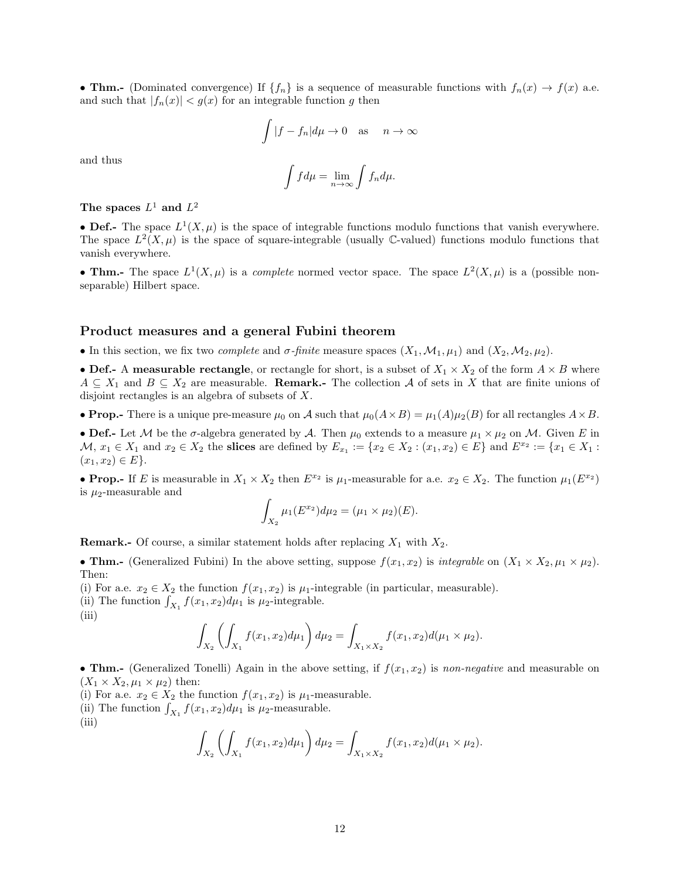• **Thm.-** (Dominated convergence) If $\{f_n\}$ is a sequence of measurable functions with $f_n(x) \to f(x)$ a.e. and such that $|f_n(x)| < g(x)$ for an integrable function $g$ then

$$\int |f - f_n| d\mu \to 0 \quad \text{as} \quad n \to \infty$$

and thus

$$\int f d\mu = \lim_{n\to\infty} \int f_n d\mu.$$

**The spaces $L^1$ and $L^2$**

• **Def.-** The space $L^1(X, \mu)$ is the space of integrable functions modulo functions that vanish everywhere. The space $L^2(X, \mu)$ is the space of square-integrable (usually $\mathbb{C}$-valued) functions modulo functions that vanish everywhere.

• **Thm.-** The space $L^1(X, \mu)$ is a *complete* normed vector space. The space $L^2(X, \mu)$ is a (possible non-separable) Hilbert space.

## Product measures and a general Fubini theorem

• In this section, we fix two *complete* and *$\sigma$-finite* measure spaces $(X_1, \mathcal{M}_1, \mu_1)$ and $(X_2, \mathcal{M}_2, \mu_2)$.

• **Def.-** A **measurable rectangle**, or rectangle for short, is a subset of $X_1 \times X_2$ of the form $A \times B$ where $A \subseteq X_1$ and $B \subseteq X_2$ are measurable. **Remark.-** The collection $\mathcal{A}$ of sets in $X$ that are finite unions of disjoint rectangles is an algebra of subsets of $X$.

• **Prop.-** There is a unique pre-measure $\mu_0$ on $\mathcal{A}$ such that $\mu_0(A \times B) = \mu_1(A)\mu_2(B)$ for all rectangles $A \times B$.

• **Def.-** Let $\mathcal{M}$ be the $\sigma$-algebra generated by $\mathcal{A}$. Then $\mu_0$ extends to a measure $\mu_1 \times \mu_2$ on $\mathcal{M}$. Given $E$ in $\mathcal{M}$, $x_1 \in X_1$ and $x_2 \in X_2$ the **slices** are defined by $E_{x_1} := \{x_2 \in X_2 : (x_1, x_2) \in E\}$ and $E^{x_2} := \{x_1 \in X_1 : (x_1, x_2) \in E\}$.

• **Prop.-** If $E$ is measurable in $X_1 \times X_2$ then $E^{x_2}$ is $\mu_1$-measurable for a.e. $x_2 \in X_2$. The function $\mu_1(E^{x_2})$ is $\mu_2$-measurable and

$$\int_{X_2} \mu_1(E^{x_2}) d\mu_2 = (\mu_1 \times \mu_2)(E).$$

**Remark.-** Of course, a similar statement holds after replacing $X_1$ with $X_2$.

• **Thm.-** (Generalized Fubini) In the above setting, suppose $f(x_1, x_2)$ is *integrable* on $(X_1 \times X_2, \mu_1 \times \mu_2)$. Then:
(i) For a.e. $x_2 \in X_2$ the function $f(x_1, x_2)$ is $\mu_1$-integrable (in particular, measurable).
(ii) The function $\int_{X_1} f(x_1, x_2) d\mu_1$ is $\mu_2$-integrable.
(iii)

$$\int_{X_2} \left( \int_{X_1} f(x_1, x_2) d\mu_1 \right) d\mu_2 = \int_{X_1 \times X_2} f(x_1, x_2) d(\mu_1 \times \mu_2).$$

• **Thm.-** (Generalized Tonelli) Again in the above setting, if $f(x_1, x_2)$ is *non-negative* and measurable on $(X_1 \times X_2, \mu_1 \times \mu_2)$ then:
(i) For a.e. $x_2 \in X_2$ the function $f(x_1, x_2)$ is $\mu_1$-measurable.
(ii) The function $\int_{X_1} f(x_1, x_2) d\mu_1$ is $\mu_2$-measurable.
(iii)

$$\int_{X_2} \left( \int_{X_1} f(x_1, x_2) d\mu_1 \right) d\mu_2 = \int_{X_1 \times X_2} f(x_1, x_2) d(\mu_1 \times \mu_2).$$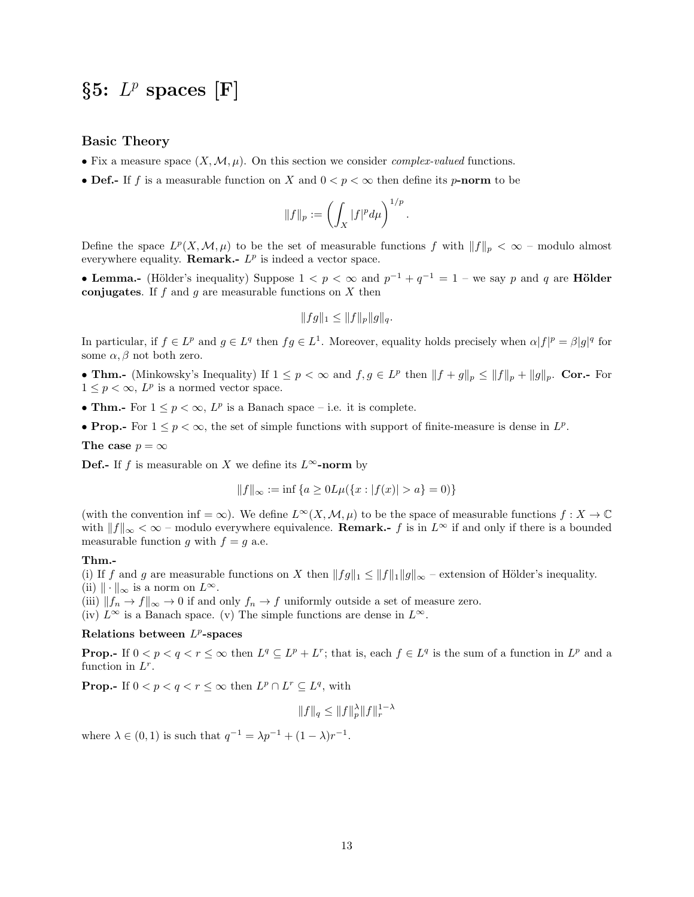# §5: $L^p$ spaces [F]

## Basic Theory

- Fix a measure space $(X, \mathcal{M}, \mu)$. On this section we consider *complex-valued* functions.
- **Def.-** If $f$ is a measurable function on $X$ and $0 < p < \infty$ then define its **$p$-norm** to be

$$\|f\|_p := \left( \int_X |f|^p d\mu \right)^{1/p}.$$

Define the space $L^p(X, \mathcal{M}, \mu)$ to be the set of measurable functions $f$ with $\|f\|_p < \infty$ – modulo almost everywhere equality. **Remark.-** $L^p$ is indeed a vector space.

- **Lemma.-** (Hölder's inequality) Suppose $1 < p < \infty$ and $p^{-1} + q^{-1} = 1$ – we say $p$ and $q$ are **Hölder conjugates**. If $f$ and $g$ are measurable functions on $X$ then

$$\|fg\|_1 \leq \|f\|_p \|g\|_q.$$

In particular, if $f \in L^p$ and $g \in L^q$ then $fg \in L^1$. Moreover, equality holds precisely when $\alpha|f|^p = \beta|g|^q$ for some $\alpha, \beta$ not both zero.

- **Thm.-** (Minkowsky's Inequality) If $1 \leq p < \infty$ and $f, g \in L^p$ then $\|f + g\|_p \leq \|f\|_p + \|g\|_p$. **Cor.-** For $1 \leq p < \infty$, $L^p$ is a normed vector space.
- **Thm.-** For $1 \leq p < \infty$, $L^p$ is a Banach space – i.e. it is complete.
- **Prop.-** For $1 \leq p < \infty$, the set of simple functions with support of finite-measure is dense in $L^p$.

**The case $p = \infty$**

**Def.-** If $f$ is measurable on $X$ we define its **$L^\infty$-norm** by

$$\|f\|_\infty := \inf \{a \geq 0 L \mu(\{x : |f(x)| > a\} = 0)\}$$

(with the convention $\inf = \infty$). We define $L^\infty(X, \mathcal{M}, \mu)$ to be the space of measurable functions $f : X \to \mathbb{C}$ with $\|f\|_\infty < \infty$ – modulo everywhere equivalence. **Remark.-** $f$ is in $L^\infty$ if and only if there is a bounded measurable function $g$ with $f = g$ a.e.

**Thm.-**
(i) If $f$ and $g$ are measurable functions on $X$ then $\|fg\|_1 \leq \|f\|_1 \|g\|_\infty$ – extension of Hölder's inequality.
(ii) $\|\cdot\|_\infty$ is a norm on $L^\infty$.
(iii) $\|f_n \to f\|_\infty \to 0$ if and only $f_n \to f$ uniformly outside a set of measure zero.
(iv) $L^\infty$ is a Banach space. (v) The simple functions are dense in $L^\infty$.

**Relations between $L^p$-spaces**

**Prop.-** If $0 < p < q < r \leq \infty$ then $L^q \subseteq L^p + L^r$; that is, each $f \in L^q$ is the sum of a function in $L^p$ and a function in $L^r$.

**Prop.-** If $0 < p < q < r \leq \infty$ then $L^p \cap L^r \subseteq L^q$, with

$$\|f\|_q \leq \|f\|_p^\lambda \|f\|_r^{1-\lambda}$$

where $\lambda \in (0, 1)$ is such that $q^{-1} = \lambda p^{-1} + (1 - \lambda) r^{-1}$.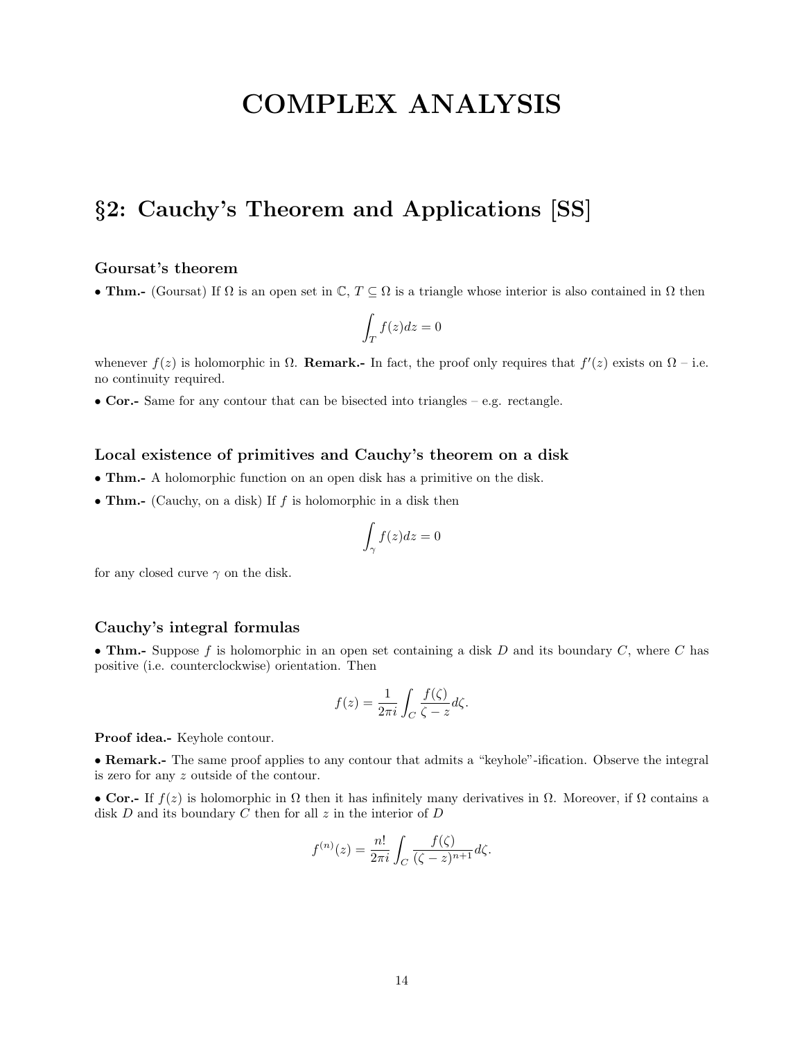# COMPLEX ANALYSIS

## §2: Cauchy's Theorem and Applications [SS]

### Goursat's theorem

• **Thm.-** (Goursat) If $\Omega$ is an open set in $\mathbb{C}$, $T \subseteq \Omega$ is a triangle whose interior is also contained in $\Omega$ then

$$\int_T f(z)dz = 0$$

whenever $f(z)$ is holomorphic in $\Omega$. **Remark.-** In fact, the proof only requires that $f'(z)$ exists on $\Omega$ – i.e. no continuity required.

• **Cor.-** Same for any contour that can be bisected into triangles – e.g. rectangle.

### Local existence of primitives and Cauchy's theorem on a disk

• **Thm.-** A holomorphic function on an open disk has a primitive on the disk.

• **Thm.-** (Cauchy, on a disk) If $f$ is holomorphic in a disk then

$$\int_\gamma f(z)dz = 0$$

for any closed curve $\gamma$ on the disk.

### Cauchy's integral formulas

• **Thm.-** Suppose $f$ is holomorphic in an open set containing a disk $D$ and its boundary $C$, where $C$ has positive (i.e. counterclockwise) orientation. Then

$$f(z) = \frac{1}{2\pi i}\int_C \frac{f(\zeta)}{\zeta - z}d\zeta.$$

**Proof idea.-** Keyhole contour.

• **Remark.-** The same proof applies to any contour that admits a "keyhole"-ification. Observe the integral is zero for any $z$ outside of the contour.

• **Cor.-** If $f(z)$ is holomorphic in $\Omega$ then it has infinitely many derivatives in $\Omega$. Moreover, if $\Omega$ contains a disk $D$ and its boundary $C$ then for all $z$ in the interior of $D$

$$f^{(n)}(z) = \frac{n!}{2\pi i}\int_C \frac{f(\zeta)}{(\zeta - z)^{n+1}}d\zeta.$$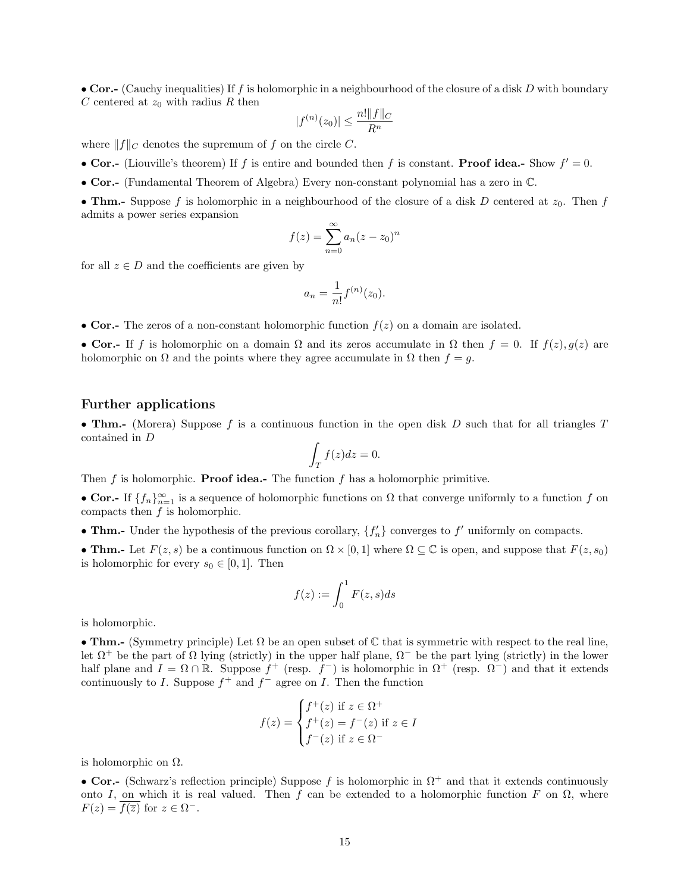• **Cor.-** (Cauchy inequalities) If $f$ is holomorphic in a neighbourhood of the closure of a disk $D$ with boundary $C$ centered at $z_0$ with radius $R$ then

$$|f^{(n)}(z_0)| \leq \frac{n!\|f\|_C}{R^n}$$

where $\|f\|_C$ denotes the supremum of $f$ on the circle $C$.

• **Cor.-** (Liouville's theorem) If $f$ is entire and bounded then $f$ is constant. **Proof idea.-** Show $f' = 0$.

• **Cor.-** (Fundamental Theorem of Algebra) Every non-constant polynomial has a zero in $\mathbb{C}$.

• **Thm.-** Suppose $f$ is holomorphic in a neighbourhood of the closure of a disk $D$ centered at $z_0$. Then $f$ admits a power series expansion

$$f(z) = \sum_{n=0}^{\infty} a_n (z - z_0)^n$$

for all $z \in D$ and the coefficients are given by

$$a_n = \frac{1}{n!} f^{(n)}(z_0).$$

• **Cor.-** The zeros of a non-constant holomorphic function $f(z)$ on a domain are isolated.

• **Cor.-** If $f$ is holomorphic on a domain $\Omega$ and its zeros accumulate in $\Omega$ then $f = 0$. If $f(z), g(z)$ are holomorphic on $\Omega$ and the points where they agree accumulate in $\Omega$ then $f = g$.

## Further applications

• **Thm.-** (Morera) Suppose $f$ is a continuous function in the open disk $D$ such that for all triangles $T$ contained in $D$

$$\int_T f(z)dz = 0.$$

Then $f$ is holomorphic. **Proof idea.-** The function $f$ has a holomorphic primitive.

• **Cor.-** If $\{f_n\}_{n=1}^{\infty}$ is a sequence of holomorphic functions on $\Omega$ that converge uniformly to a function $f$ on compacts then $f$ is holomorphic.

• **Thm.-** Under the hypothesis of the previous corollary, $\{f_n'\}$ converges to $f'$ uniformly on compacts.

• **Thm.-** Let $F(z, s)$ be a continuous function on $\Omega \times [0, 1]$ where $\Omega \subseteq \mathbb{C}$ is open, and suppose that $F(z, s_0)$ is holomorphic for every $s_0 \in [0, 1]$. Then

$$f(z) := \int_0^1 F(z, s)ds$$

is holomorphic.

• **Thm.-** (Symmetry principle) Let $\Omega$ be an open subset of $\mathbb{C}$ that is symmetric with respect to the real line, let $\Omega^+$ be the part of $\Omega$ lying (strictly) in the upper half plane, $\Omega^-$ be the part lying (strictly) in the lower half plane and $I = \Omega \cap \mathbb{R}$. Suppose $f^+$ (resp. $f^-$) is holomorphic in $\Omega^+$ (resp. $\Omega^-$) and that it extends continuously to $I$. Suppose $f^+$ and $f^-$ agree on $I$. Then the function

$$f(z) = \begin{cases} f^+(z) \text{ if } z \in \Omega^+ \\ f^+(z) = f^-(z) \text{ if } z \in I \\ f^-(z) \text{ if } z \in \Omega^- \end{cases}$$

is holomorphic on $\Omega$.

• **Cor.-** (Schwarz's reflection principle) Suppose $f$ is holomorphic in $\Omega^+$ and that it extends continuously onto $I$, on which it is real valued. Then $f$ can be extended to a holomorphic function $F$ on $\Omega$, where $F(z) = \overline{f(\overline{z})}$ for $z \in \Omega^-$.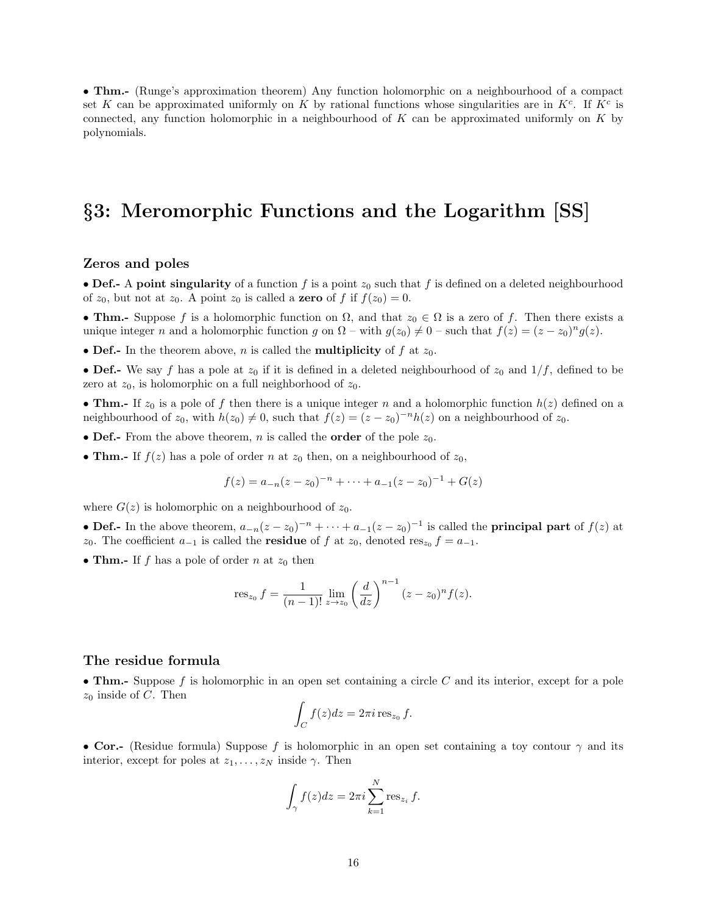• **Thm.-** (Runge's approximation theorem) Any function holomorphic on a neighbourhood of a compact set $K$ can be approximated uniformly on $K$ by rational functions whose singularities are in $K^c$. If $K^c$ is connected, any function holomorphic in a neighbourhood of $K$ can be approximated uniformly on $K$ by polynomials.

# §3: Meromorphic Functions and the Logarithm [SS]

### Zeros and poles

• **Def.-** A **point singularity** of a function $f$ is a point $z_0$ such that $f$ is defined on a deleted neighbourhood of $z_0$, but not at $z_0$. A point $z_0$ is called a **zero** of $f$ if $f(z_0) = 0$.

• **Thm.-** Suppose $f$ is a holomorphic function on $\Omega$, and that $z_0 \in \Omega$ is a zero of $f$. Then there exists a unique integer $n$ and a holomorphic function $g$ on $\Omega$ – with $g(z_0) \neq 0$ – such that $f(z) = (z - z_0)^n g(z)$.

• **Def.-** In the theorem above, $n$ is called the **multiplicity** of $f$ at $z_0$.

• **Def.-** We say $f$ has a pole at $z_0$ if it is defined in a deleted neighbourhood of $z_0$ and $1/f$, defined to be zero at $z_0$, is holomorphic on a full neighborhood of $z_0$.

• **Thm.-** If $z_0$ is a pole of $f$ then there is a unique integer $n$ and a holomorphic function $h(z)$ defined on a neighbourhood of $z_0$, with $h(z_0) \neq 0$, such that $f(z) = (z - z_0)^{-n} h(z)$ on a neighbourhood of $z_0$.

• **Def.-** From the above theorem, $n$ is called the **order** of the pole $z_0$.

• **Thm.-** If $f(z)$ has a pole of order $n$ at $z_0$ then, on a neighbourhood of $z_0$,

$$f(z) = a_{-n}(z - z_0)^{-n} + \cdots + a_{-1}(z - z_0)^{-1} + G(z)$$

where $G(z)$ is holomorphic on a neighbourhood of $z_0$.

• **Def.-** In the above theorem, $a_{-n}(z - z_0)^{-n} + \cdots + a_{-1}(z - z_0)^{-1}$ is called the **principal part** of $f(z)$ at $z_0$. The coefficient $a_{-1}$ is called the **residue** of $f$ at $z_0$, denoted $\operatorname{res}_{z_0} f = a_{-1}$.

• **Thm.-** If $f$ has a pole of order $n$ at $z_0$ then

$$\operatorname{res}_{z_0} f = \frac{1}{(n-1)!} \lim_{z \to z_0} \left( \frac{d}{dz} \right)^{n-1} (z - z_0)^n f(z).$$

### The residue formula

• **Thm.-** Suppose $f$ is holomorphic in an open set containing a circle $C$ and its interior, except for a pole $z_0$ inside of $C$. Then

$$\int_C f(z) dz = 2\pi i \operatorname{res}_{z_0} f.$$

• **Cor.-** (Residue formula) Suppose $f$ is holomorphic in an open set containing a toy contour $\gamma$ and its interior, except for poles at $z_1, \ldots, z_N$ inside $\gamma$. Then

$$\int_\gamma f(z) dz = 2\pi i \sum_{k=1}^{N} \operatorname{res}_{z_i} f.$$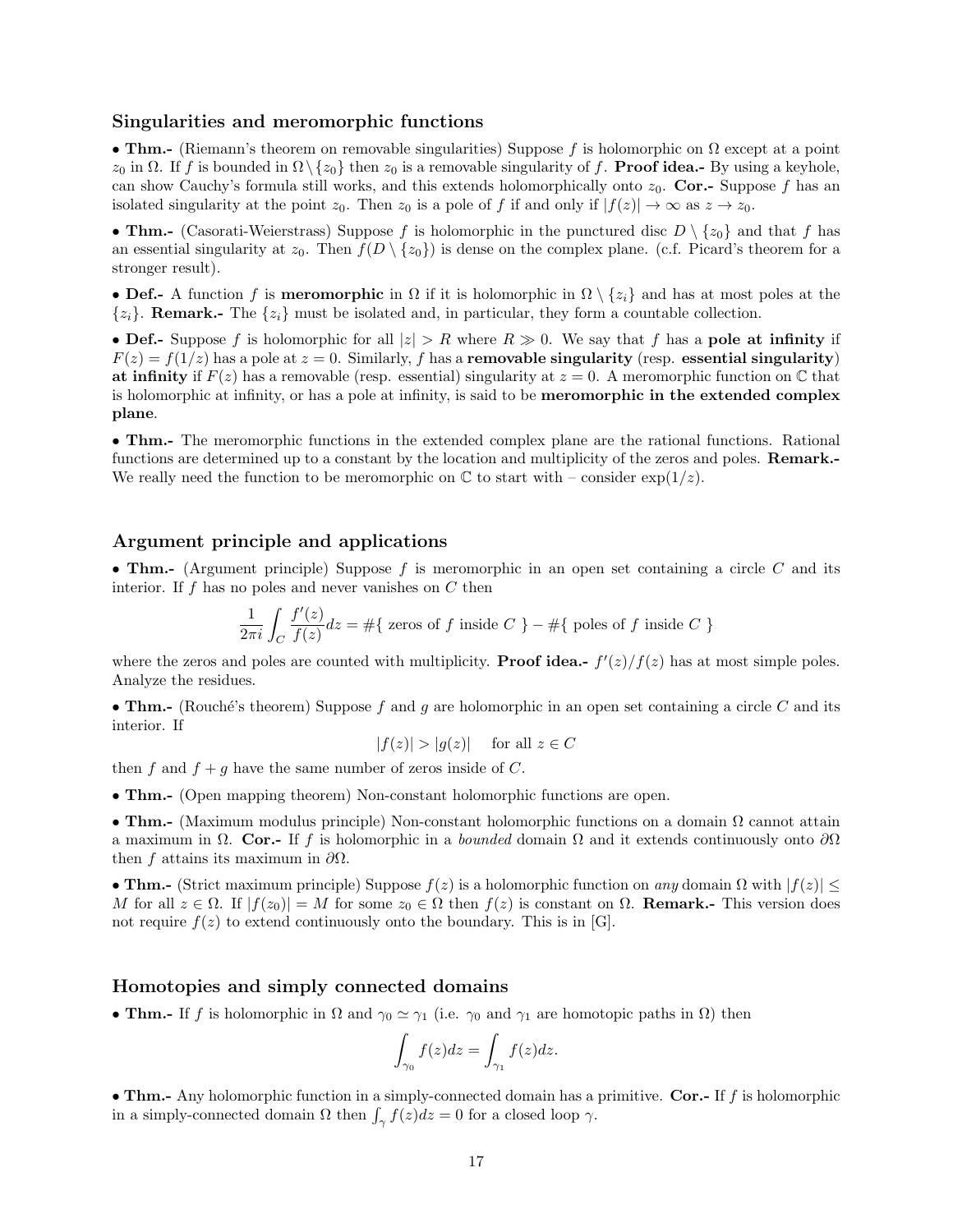### Singularities and meromorphic functions

• **Thm.-** (Riemann's theorem on removable singularities) Suppose $f$ is holomorphic on $\Omega$ except at a point $z_0$ in $\Omega$. If $f$ is bounded in $\Omega \setminus \{z_0\}$ then $z_0$ is a removable singularity of $f$. **Proof idea.-** By using a keyhole, can show Cauchy's formula still works, and this extends holomorphically onto $z_0$. **Cor.-** Suppose $f$ has an isolated singularity at the point $z_0$. Then $z_0$ is a pole of $f$ if and only if $|f(z)| \to \infty$ as $z \to z_0$.

• **Thm.-** (Casorati-Weierstrass) Suppose $f$ is holomorphic in the punctured disc $D \setminus \{z_0\}$ and that $f$ has an essential singularity at $z_0$. Then $f(D \setminus \{z_0\})$ is dense on the complex plane. (c.f. Picard's theorem for a stronger result).

• **Def.-** A function $f$ is **meromorphic** in $\Omega$ if it is holomorphic in $\Omega \setminus \{z_i\}$ and has at most poles at the $\{z_i\}$. **Remark.-** The $\{z_i\}$ must be isolated and, in particular, they form a countable collection.

• **Def.-** Suppose $f$ is holomorphic for all $|z| > R$ where $R \gg 0$. We say that $f$ has a **pole at infinity** if $F(z) = f(1/z)$ has a pole at $z = 0$. Similarly, $f$ has a **removable singularity** (resp. **essential singularity**) **at infinity** if $F(z)$ has a removable (resp. essential) singularity at $z = 0$. A meromorphic function on $\mathbb{C}$ that is holomorphic at infinity, or has a pole at infinity, is said to be **meromorphic in the extended complex plane**.

• **Thm.-** The meromorphic functions in the extended complex plane are the rational functions. Rational functions are determined up to a constant by the location and multiplicity of the zeros and poles. **Remark.-** We really need the function to be meromorphic on $\mathbb{C}$ to start with – consider $\exp(1/z)$.

### Argument principle and applications

• **Thm.-** (Argument principle) Suppose $f$ is meromorphic in an open set containing a circle $C$ and its interior. If $f$ has no poles and never vanishes on $C$ then

$$\frac{1}{2\pi i} \int_C \frac{f'(z)}{f(z)} dz = \#\{ \text{ zeros of } f \text{ inside } C \} - \#\{ \text{ poles of } f \text{ inside } C \}$$

where the zeros and poles are counted with multiplicity. **Proof idea.-** $f'(z)/f(z)$ has at most simple poles. Analyze the residues.

• **Thm.-** (Rouché's theorem) Suppose $f$ and $g$ are holomorphic in an open set containing a circle $C$ and its interior. If

$$|f(z)| > |g(z)| \quad \text{for all } z \in C$$

then $f$ and $f + g$ have the same number of zeros inside of $C$.

• **Thm.-** (Open mapping theorem) Non-constant holomorphic functions are open.

• **Thm.-** (Maximum modulus principle) Non-constant holomorphic functions on a domain $\Omega$ cannot attain a maximum in $\Omega$. **Cor.-** If $f$ is holomorphic in a *bounded* domain $\Omega$ and it extends continuously onto $\partial\Omega$ then $f$ attains its maximum in $\partial\Omega$.

• **Thm.-** (Strict maximum principle) Suppose $f(z)$ is a holomorphic function on *any* domain $\Omega$ with $|f(z)| \leq M$ for all $z \in \Omega$. If $|f(z_0)| = M$ for some $z_0 \in \Omega$ then $f(z)$ is constant on $\Omega$. **Remark.-** This version does not require $f(z)$ to extend continuously onto the boundary. This is in [G].

### Homotopies and simply connected domains

• **Thm.-** If $f$ is holomorphic in $\Omega$ and $\gamma_0 \simeq \gamma_1$ (i.e. $\gamma_0$ and $\gamma_1$ are homotopic paths in $\Omega$) then

$$\int_{\gamma_0} f(z) dz = \int_{\gamma_1} f(z) dz.$$

• **Thm.-** Any holomorphic function in a simply-connected domain has a primitive. **Cor.-** If $f$ is holomorphic in a simply-connected domain $\Omega$ then $\int_\gamma f(z) dz = 0$ for a closed loop $\gamma$.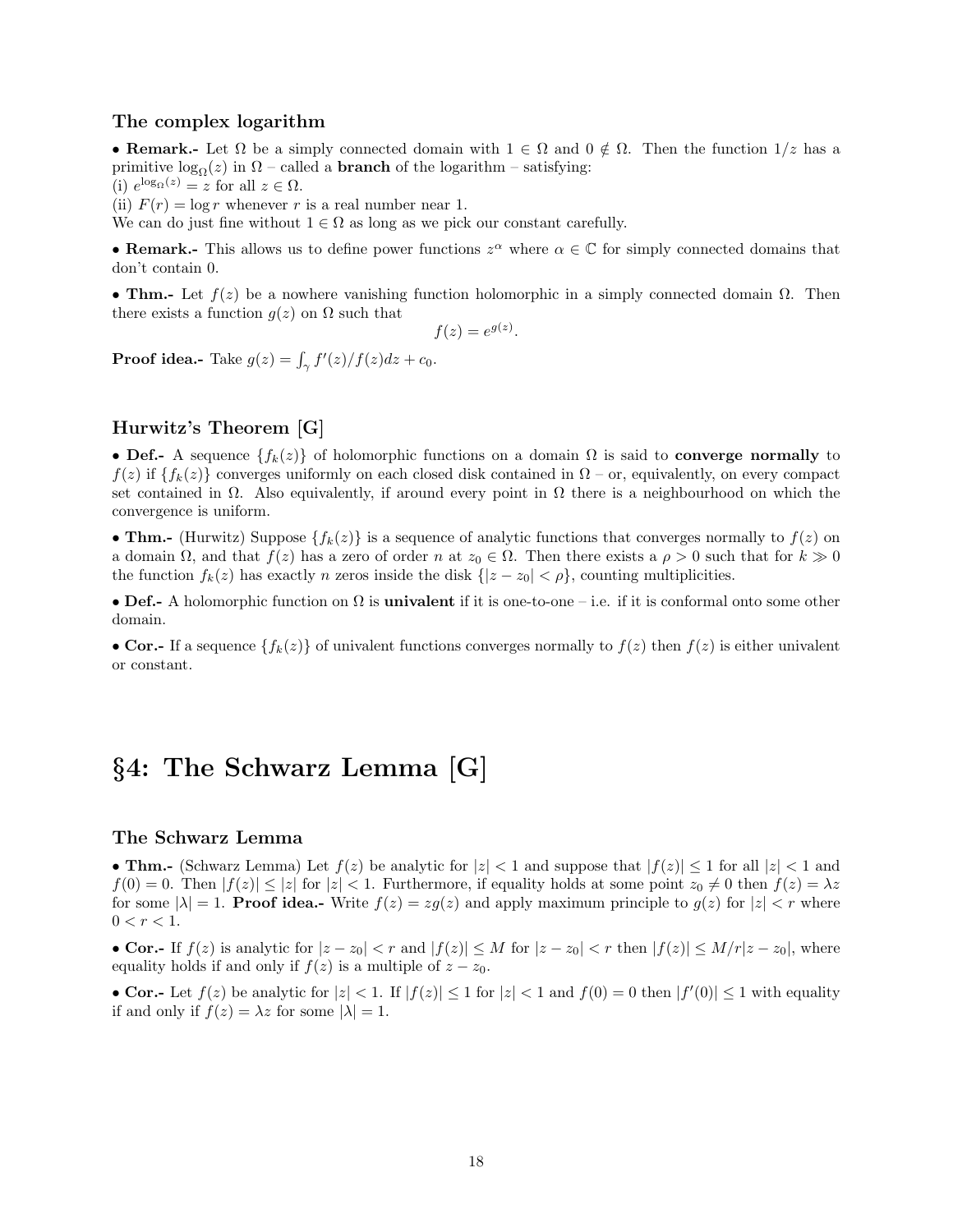### The complex logarithm

• **Remark.-** Let $\Omega$ be a simply connected domain with $1 \in \Omega$ and $0 \notin \Omega$. Then the function $1/z$ has a primitive $\log_\Omega(z)$ in $\Omega$ – called a **branch** of the logarithm – satisfying:
(i) $e^{\log_\Omega(z)} = z$ for all $z \in \Omega$.
(ii) $F(r) = \log r$ whenever $r$ is a real number near 1.
We can do just fine without $1 \in \Omega$ as long as we pick our constant carefully.

• **Remark.-** This allows us to define power functions $z^\alpha$ where $\alpha \in \mathbb{C}$ for simply connected domains that don't contain 0.

• **Thm.-** Let $f(z)$ be a nowhere vanishing function holomorphic in a simply connected domain $\Omega$. Then there exists a function $g(z)$ on $\Omega$ such that

$$f(z) = e^{g(z)}.$$

**Proof idea.-** Take $g(z) = \int_\gamma f'(z)/f(z)dz + c_0$.

### Hurwitz's Theorem [G]

• **Def.-** A sequence $\{f_k(z)\}$ of holomorphic functions on a domain $\Omega$ is said to **converge normally** to $f(z)$ if $\{f_k(z)\}$ converges uniformly on each closed disk contained in $\Omega$ – or, equivalently, on every compact set contained in $\Omega$. Also equivalently, if around every point in $\Omega$ there is a neighbourhood on which the convergence is uniform.

• **Thm.-** (Hurwitz) Suppose $\{f_k(z)\}$ is a sequence of analytic functions that converges normally to $f(z)$ on a domain $\Omega$, and that $f(z)$ has a zero of order $n$ at $z_0 \in \Omega$. Then there exists a $\rho > 0$ such that for $k \gg 0$ the function $f_k(z)$ has exactly $n$ zeros inside the disk $\{|z - z_0| < \rho\}$, counting multiplicities.

• **Def.-** A holomorphic function on $\Omega$ is **univalent** if it is one-to-one – i.e. if it is conformal onto some other domain.

• **Cor.-** If a sequence $\{f_k(z)\}$ of univalent functions converges normally to $f(z)$ then $f(z)$ is either univalent or constant.

# §4: The Schwarz Lemma [G]

### The Schwarz Lemma

• **Thm.-** (Schwarz Lemma) Let $f(z)$ be analytic for $|z| < 1$ and suppose that $|f(z)| \leq 1$ for all $|z| < 1$ and $f(0) = 0$. Then $|f(z)| \leq |z|$ for $|z| < 1$. Furthermore, if equality holds at some point $z_0 \neq 0$ then $f(z) = \lambda z$ for some $|\lambda| = 1$. **Proof idea.-** Write $f(z) = zg(z)$ and apply maximum principle to $g(z)$ for $|z| < r$ where $0 < r < 1$.

• **Cor.-** If $f(z)$ is analytic for $|z - z_0| < r$ and $|f(z)| \leq M$ for $|z - z_0| < r$ then $|f(z)| \leq M/r|z - z_0|$, where equality holds if and only if $f(z)$ is a multiple of $z - z_0$.

• **Cor.-** Let $f(z)$ be analytic for $|z| < 1$. If $|f(z)| \leq 1$ for $|z| < 1$ and $f(0) = 0$ then $|f'(0)| \leq 1$ with equality if and only if $f(z) = \lambda z$ for some $|\lambda| = 1$.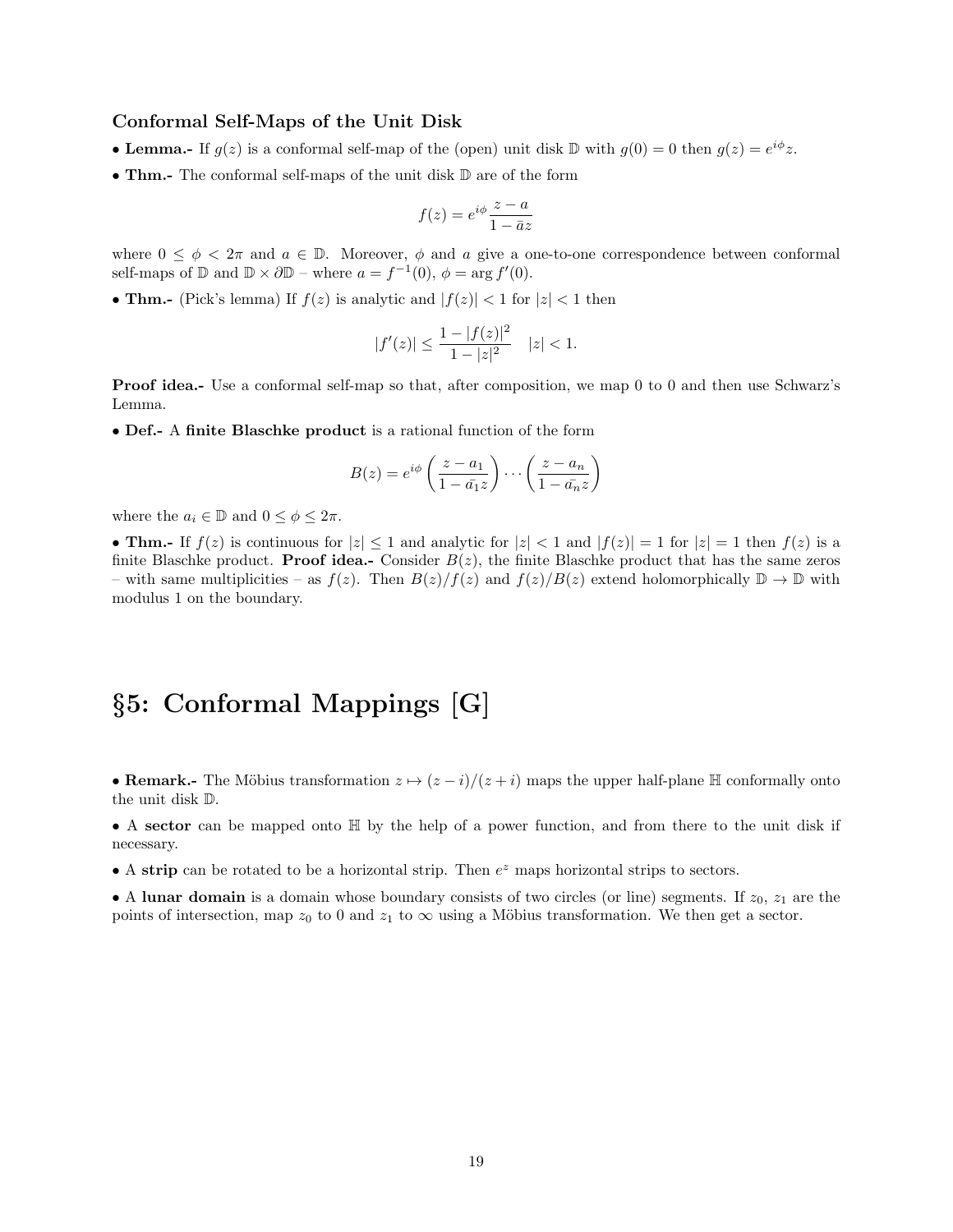### Conformal Self-Maps of the Unit Disk

• **Lemma.-** If $g(z)$ is a conformal self-map of the (open) unit disk $\mathbb{D}$ with $g(0) = 0$ then $g(z) = e^{i\phi}z$.

• **Thm.-** The conformal self-maps of the unit disk $\mathbb{D}$ are of the form

$$f(z) = e^{i\phi}\frac{z - a}{1 - \bar{a}z}$$

where $0 \leq \phi < 2\pi$ and $a \in \mathbb{D}$. Moreover, $\phi$ and $a$ give a one-to-one correspondence between conformal self-maps of $\mathbb{D}$ and $\mathbb{D} \times \partial\mathbb{D}$ – where $a = f^{-1}(0)$, $\phi = \arg f'(0)$.

• **Thm.-** (Pick's lemma) If $f(z)$ is analytic and $|f(z)| < 1$ for $|z| < 1$ then

$$|f'(z)| \leq \frac{1 - |f(z)|^2}{1 - |z|^2} \quad |z| < 1.$$

**Proof idea.-** Use a conformal self-map so that, after composition, we map 0 to 0 and then use Schwarz's Lemma.

• **Def.-** A **finite Blaschke product** is a rational function of the form

$$B(z) = e^{i\phi}\left(\frac{z - a_1}{1 - \bar{a_1}z}\right)\cdots\left(\frac{z - a_n}{1 - \bar{a_n}z}\right)$$

where the $a_i \in \mathbb{D}$ and $0 \leq \phi \leq 2\pi$.

• **Thm.-** If $f(z)$ is continuous for $|z| \leq 1$ and analytic for $|z| < 1$ and $|f(z)| = 1$ for $|z| = 1$ then $f(z)$ is a finite Blaschke product. **Proof idea.-** Consider $B(z)$, the finite Blaschke product that has the same zeros – with same multiplicities – as $f(z)$. Then $B(z)/f(z)$ and $f(z)/B(z)$ extend holomorphically $\mathbb{D} \to \mathbb{D}$ with modulus 1 on the boundary.

# §5: Conformal Mappings [G]

• **Remark.-** The Möbius transformation $z \mapsto (z - i)/(z + i)$ maps the upper half-plane $\mathbb{H}$ conformally onto the unit disk $\mathbb{D}$.

• A **sector** can be mapped onto $\mathbb{H}$ by the help of a power function, and from there to the unit disk if necessary.

• A **strip** can be rotated to be a horizontal strip. Then $e^z$ maps horizontal strips to sectors.

• A **lunar domain** is a domain whose boundary consists of two circles (or line) segments. If $z_0$, $z_1$ are the points of intersection, map $z_0$ to 0 and $z_1$ to $\infty$ using a Möbius transformation. We then get a sector.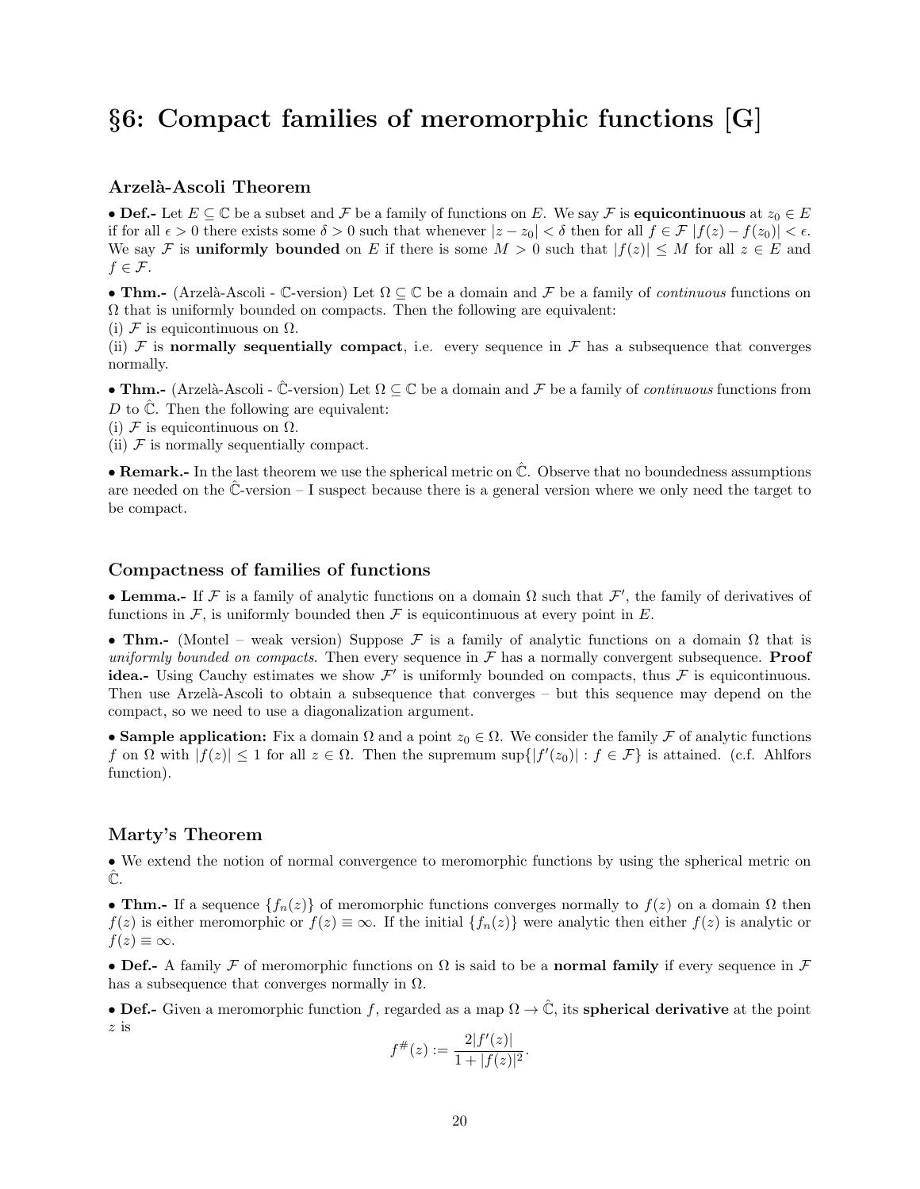# §6: Compact families of meromorphic functions [G]

### Arzelà-Ascoli Theorem

• **Def.-** Let $E \subseteq \mathbb{C}$ be a subset and $\mathcal{F}$ be a family of functions on $E$. We say $\mathcal{F}$ is **equicontinuous** at $z_0 \in E$ if for all $\epsilon > 0$ there exists some $\delta > 0$ such that whenever $|z - z_0| < \delta$ then for all $f \in \mathcal{F}$ $|f(z) - f(z_0)| < \epsilon$. We say $\mathcal{F}$ is **uniformly bounded** on $E$ if there is some $M > 0$ such that $|f(z)| \leq M$ for all $z \in E$ and $f \in \mathcal{F}$.

• **Thm.-** (Arzelà-Ascoli - $\mathbb{C}$-version) Let $\Omega \subseteq \mathbb{C}$ be a domain and $\mathcal{F}$ be a family of *continuous* functions on $\Omega$ that is uniformly bounded on compacts. Then the following are equivalent:
(i) $\mathcal{F}$ is equicontinuous on $\Omega$.
(ii) $\mathcal{F}$ is **normally sequentially compact**, i.e. every sequence in $\mathcal{F}$ has a subsequence that converges normally.

• **Thm.-** (Arzelà-Ascoli - $\hat{\mathbb{C}}$-version) Let $\Omega \subseteq \mathbb{C}$ be a domain and $\mathcal{F}$ be a family of *continuous* functions from $D$ to $\hat{\mathbb{C}}$. Then the following are equivalent:
(i) $\mathcal{F}$ is equicontinuous on $\Omega$.
(ii) $\mathcal{F}$ is normally sequentially compact.

• **Remark.-** In the last theorem we use the spherical metric on $\hat{\mathbb{C}}$. Observe that no boundedness assumptions are needed on the $\hat{\mathbb{C}}$-version – I suspect because there is a general version where we only need the target to be compact.

### Compactness of families of functions

• **Lemma.-** If $\mathcal{F}$ is a family of analytic functions on a domain $\Omega$ such that $\mathcal{F}'$, the family of derivatives of functions in $\mathcal{F}$, is uniformly bounded then $\mathcal{F}$ is equicontinuous at every point in $E$.

• **Thm.-** (Montel – weak version) Suppose $\mathcal{F}$ is a family of analytic functions on a domain $\Omega$ that is *uniformly bounded on compacts*. Then every sequence in $\mathcal{F}$ has a normally convergent subsequence. **Proof idea.-** Using Cauchy estimates we show $\mathcal{F}'$ is uniformly bounded on compacts, thus $\mathcal{F}$ is equicontinuous. Then use Arzelà-Ascoli to obtain a subsequence that converges – but this sequence may depend on the compact, so we need to use a diagonalization argument.

• **Sample application:** Fix a domain $\Omega$ and a point $z_0 \in \Omega$. We consider the family $\mathcal{F}$ of analytic functions $f$ on $\Omega$ with $|f(z)| \leq 1$ for all $z \in \Omega$. Then the supremum $\sup\{|f'(z_0)| : f \in \mathcal{F}\}$ is attained. (c.f. Ahlfors function).

### Marty's Theorem

• We extend the notion of normal convergence to meromorphic functions by using the spherical metric on $\hat{\mathbb{C}}$.

• **Thm.-** If a sequence $\{f_n(z)\}$ of meromorphic functions converges normally to $f(z)$ on a domain $\Omega$ then $f(z)$ is either meromorphic or $f(z) \equiv \infty$. If the initial $\{f_n(z)\}$ were analytic then either $f(z)$ is analytic or $f(z) \equiv \infty$.

• **Def.-** A family $\mathcal{F}$ of meromorphic functions on $\Omega$ is said to be a **normal family** if every sequence in $\mathcal{F}$ has a subsequence that converges normally in $\Omega$.

• **Def.-** Given a meromorphic function $f$, regarded as a map $\Omega \to \hat{\mathbb{C}}$, its **spherical derivative** at the point $z$ is

$$f^{\#}(z) := \frac{2|f'(z)|}{1 + |f(z)|^2}.$$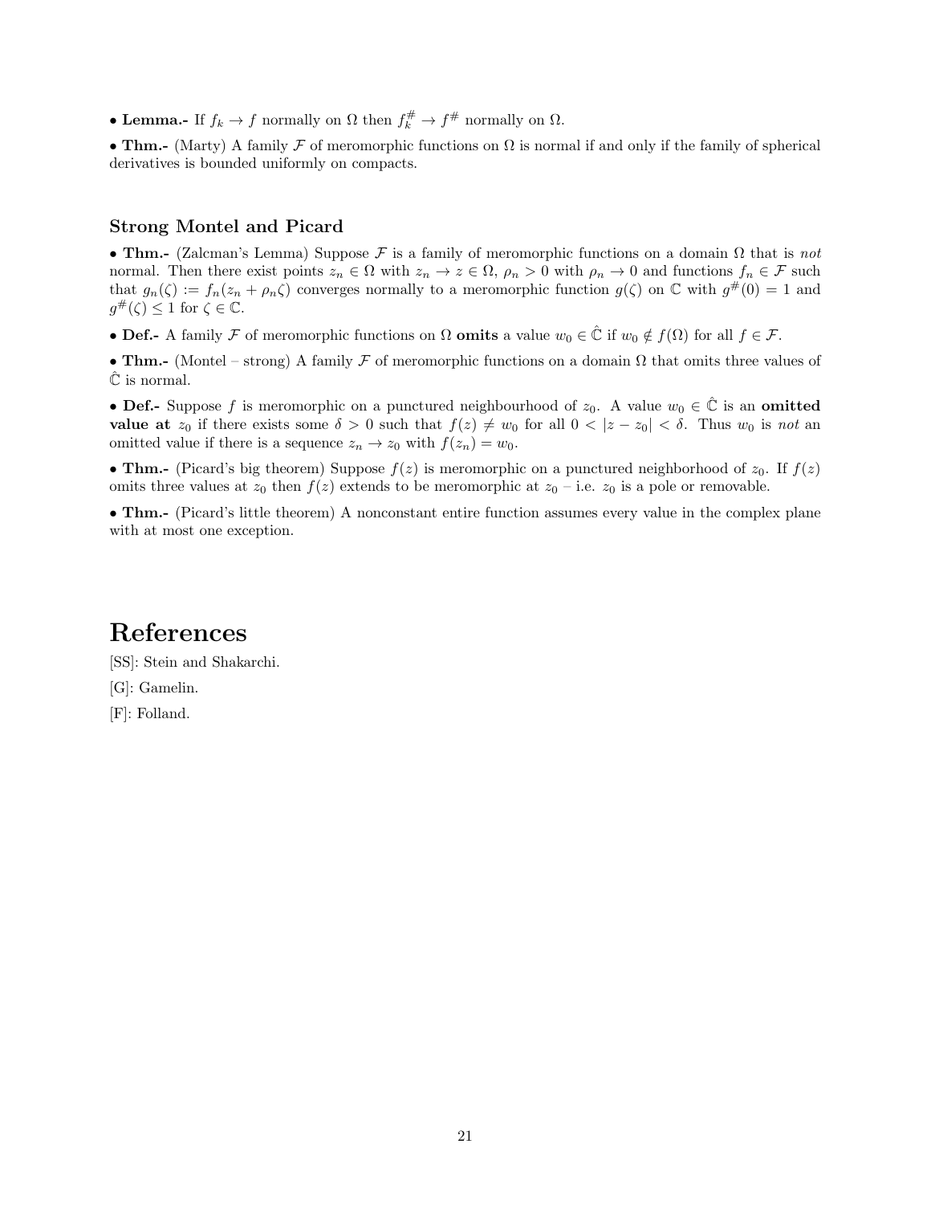• **Lemma.-** If $f_k \to f$ normally on $\Omega$ then $f_k^\# \to f^\#$ normally on $\Omega$.

• **Thm.-** (Marty) A family $\mathcal{F}$ of meromorphic functions on $\Omega$ is normal if and only if the family of spherical derivatives is bounded uniformly on compacts.

### Strong Montel and Picard

• **Thm.-** (Zalcman's Lemma) Suppose $\mathcal{F}$ is a family of meromorphic functions on a domain $\Omega$ that is *not* normal. Then there exist points $z_n \in \Omega$ with $z_n \to z \in \Omega$, $\rho_n > 0$ with $\rho_n \to 0$ and functions $f_n \in \mathcal{F}$ such that $g_n(\zeta) := f_n(z_n + \rho_n \zeta)$ converges normally to a meromorphic function $g(\zeta)$ on $\mathbb{C}$ with $g^\#(0) = 1$ and $g^\#(\zeta) \leq 1$ for $\zeta \in \mathbb{C}$.

• **Def.-** A family $\mathcal{F}$ of meromorphic functions on $\Omega$ **omits** a value $w_0 \in \hat{\mathbb{C}}$ if $w_0 \notin f(\Omega)$ for all $f \in \mathcal{F}$.

• **Thm.-** (Montel – strong) A family $\mathcal{F}$ of meromorphic functions on a domain $\Omega$ that omits three values of $\hat{\mathbb{C}}$ is normal.

• **Def.-** Suppose $f$ is meromorphic on a punctured neighbourhood of $z_0$. A value $w_0 \in \hat{\mathbb{C}}$ is an **omitted value at** $z_0$ if there exists some $\delta > 0$ such that $f(z) \neq w_0$ for all $0 < |z - z_0| < \delta$. Thus $w_0$ is *not* an omitted value if there is a sequence $z_n \to z_0$ with $f(z_n) = w_0$.

• **Thm.-** (Picard's big theorem) Suppose $f(z)$ is meromorphic on a punctured neighborhood of $z_0$. If $f(z)$ omits three values at $z_0$ then $f(z)$ extends to be meromorphic at $z_0$ – i.e. $z_0$ is a pole or removable.

• **Thm.-** (Picard's little theorem) A nonconstant entire function assumes every value in the complex plane with at most one exception.

# References

[SS]: Stein and Shakarchi.

[G]: Gamelin.

[F]: Folland.